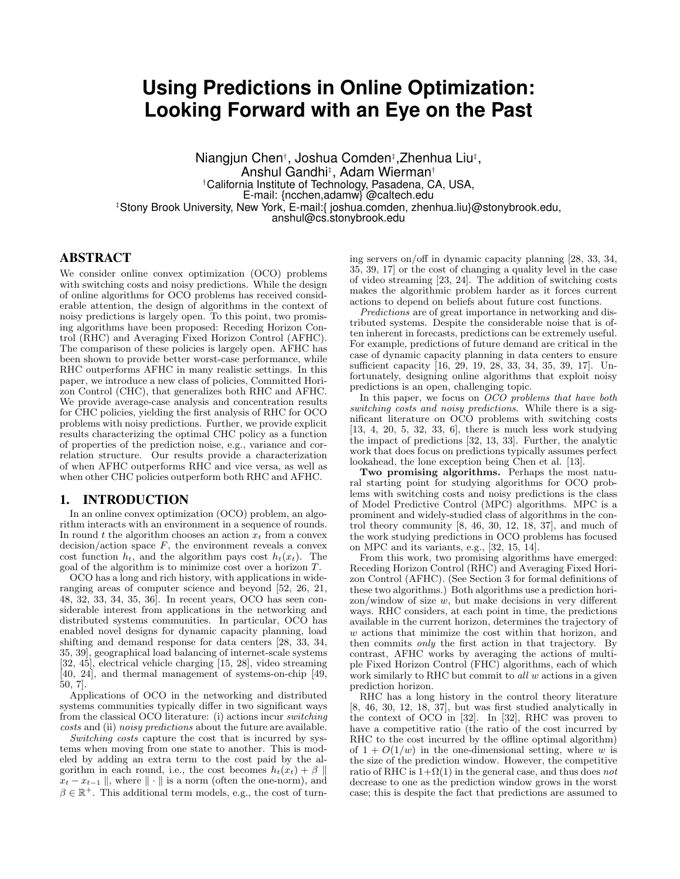# Using Predictions in Online Optimization: Looking Forward with an Eye on the Past

Niangjun Chen[†], Joshua Comden[‡], Zhenhua Liu[‡], Anshul Gandhi[‡], Adam Wierman[†]

[†]California Institute of Technology, Pasadena, CA, USA, E-mail: {ncchen,adamw} @caltech.edu

[‡]Stony Brook University, New York, E-mail:{ joshua.comden, zhenhua.liu}@stonybrook.edu, anshul@cs.stonybrook.edu

## ABSTRACT

We consider online convex optimization (OCO) problems with switching costs and noisy predictions. While the design of online algorithms for OCO problems has received considerable attention, the design of algorithms in the context of noisy predictions is largely open. To this point, two promising algorithms have been proposed: Receding Horizon Control (RHC) and Averaging Fixed Horizon Control (AFHC). The comparison of these policies is largely open. AFHC has been shown to provide better worst-case performance, while RHC outperforms AFHC in many realistic settings. In this paper, we introduce a new class of policies, Committed Horizon Control (CHC), that generalizes both RHC and AFHC. We provide average-case analysis and concentration results for CHC policies, yielding the first analysis of RHC for OCO problems with noisy predictions. Further, we provide explicit results characterizing the optimal CHC policy as a function of properties of the prediction noise, e.g., variance and correlation structure. Our results provide a characterization of when AFHC outperforms RHC and vice versa, as well as when other CHC policies outperform both RHC and AFHC.

## 1. INTRODUCTION

In an online convex optimization (OCO) problem, an algorithm interacts with an environment in a sequence of rounds. In round $t$ the algorithm chooses an action $x_t$ from a convex decision/action space $F$, the environment reveals a convex cost function $h_t$, and the algorithm pays cost $h_t(x_t)$. The goal of the algorithm is to minimize cost over a horizon $T$.

OCO has a long and rich history, with applications in wide-ranging areas of computer science and beyond [52, 26, 21, 48, 32, 33, 34, 35, 36]. In recent years, OCO has seen considerable interest from applications in the networking and distributed systems communities. In particular, OCO has enabled novel designs for dynamic capacity planning, load shifting and demand response for data centers [28, 33, 34, 35, 39], geographical load balancing of internet-scale systems [32, 45], electrical vehicle charging [15, 28], video streaming [40, 24], and thermal management of systems-on-chip [49, 50, 7].

Applications of OCO in the networking and distributed systems communities typically differ in two significant ways from the classical OCO literature: (i) actions incur *switching costs* and (ii) *noisy predictions* about the future are available.

*Switching costs* capture the cost that is incurred by systems when moving from one state to another. This is modeled by adding an extra term to the cost paid by the algorithm in each round, i.e., the cost becomes $h_t(x_t) + \beta \parallel x_t - x_{t-1} \parallel$, where $\| \cdot \|$ is a norm (often the one-norm), and $\beta \in \mathbb{R}^+$. This additional term models, e.g., the cost of turning servers on/off in dynamic capacity planning [28, 33, 34, 35, 39, 17] or the cost of changing a quality level in the case of video streaming [23, 24]. The addition of switching costs makes the algorithmic problem harder as it forces current actions to depend on beliefs about future cost functions.

*Predictions* are of great importance in networking and distributed systems. Despite the considerable noise that is often inherent in forecasts, predictions can be extremely useful. For example, predictions of future demand are critical in the case of dynamic capacity planning in data centers to ensure sufficient capacity [16, 29, 19, 28, 33, 34, 35, 39, 17]. Unfortunately, designing online algorithms that exploit noisy predictions is an open, challenging topic.

In this paper, we focus on *OCO problems that have both switching costs and noisy predictions*. While there is a significant literature on OCO problems with switching costs [13, 4, 20, 5, 32, 33, 6], there is much less work studying the impact of predictions [32, 13, 33]. Further, the analytic work that does focus on predictions typically assumes perfect lookahead, the lone exception being Chen et al. [13].

**Two promising algorithms.** Perhaps the most natural starting point for studying algorithms for OCO problems with switching costs and noisy predictions is the class of Model Predictive Control (MPC) algorithms. MPC is a prominent and widely-studied class of algorithms in the control theory community [8, 46, 30, 12, 18, 37], and much of the work studying predictions in OCO problems has focused on MPC and its variants, e.g., [32, 15, 14].

From this work, two promising algorithms have emerged: Receding Horizon Control (RHC) and Averaging Fixed Horizon Control (AFHC). (See Section 3 for formal definitions of these two algorithms.) Both algorithms use a prediction horizon/window of size $w$, but make decisions in very different ways. RHC considers, at each point in time, the predictions available in the current horizon, determines the trajectory of $w$ actions that minimize the cost within that horizon, and then commits *only* the first action in that trajectory. By contrast, AFHC works by averaging the actions of multiple Fixed Horizon Control (FHC) algorithms, each of which work similarly to RHC but commit to *all* $w$ actions in a given prediction horizon.

RHC has a long history in the control theory literature [8, 46, 30, 12, 18, 37], but was first studied analytically in the context of OCO in [32]. In [32], RHC was proven to have a competitive ratio (the ratio of the cost incurred by RHC to the cost incurred by the offline optimal algorithm) of $1 + O(1/w)$ in the one-dimensional setting, where $w$ is the size of the prediction window. However, the competitive ratio of RHC is $1+\Omega(1)$ in the general case, and thus does *not* decrease to one as the prediction window grows in the worst case; this is despite the fact that predictions are assumed to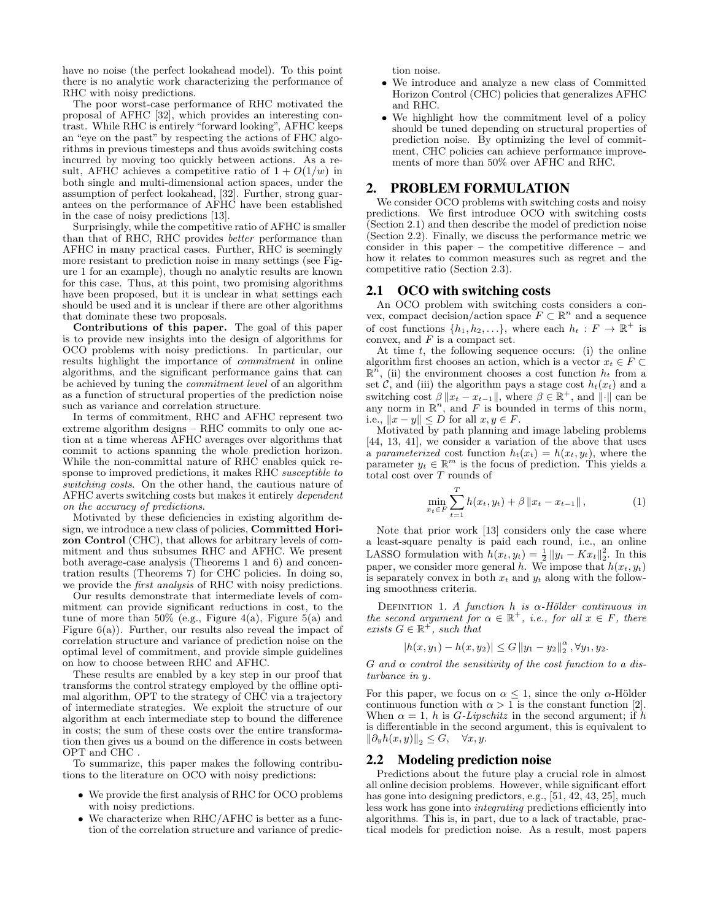have no noise (the perfect lookahead model). To this point there is no analytic work characterizing the performance of RHC with noisy predictions.

The poor worst-case performance of RHC motivated the proposal of AFHC [32], which provides an interesting contrast. While RHC is entirely "forward looking", AFHC keeps an "eye on the past" by respecting the actions of FHC algorithms in previous timesteps and thus avoids switching costs incurred by moving too quickly between actions. As a result, AFHC achieves a competitive ratio of $1 + O(1/w)$ in both single and multi-dimensional action spaces, under the assumption of perfect lookahead, [32]. Further, strong guarantees on the performance of AFHC have been established in the case of noisy predictions [13].

Surprisingly, while the competitive ratio of AFHC is smaller than that of RHC, RHC provides *better* performance than AFHC in many practical cases. Further, RHC is seemingly more resistant to prediction noise in many settings (see Figure 1 for an example), though no analytic results are known for this case. Thus, at this point, two promising algorithms have been proposed, but it is unclear in what settings each should be used and it is unclear if there are other algorithms that dominate these two proposals.

**Contributions of this paper.** The goal of this paper is to provide new insights into the design of algorithms for OCO problems with noisy predictions. In particular, our results highlight the importance of *commitment* in online algorithms, and the significant performance gains that can be achieved by tuning the *commitment level* of an algorithm as a function of structural properties of the prediction noise such as variance and correlation structure.

In terms of commitment, RHC and AFHC represent two extreme algorithm designs – RHC commits to only one action at a time whereas AFHC averages over algorithms that commit to actions spanning the whole prediction horizon. While the non-committal nature of RHC enables quick response to improved predictions, it makes RHC *susceptible to switching costs*. On the other hand, the cautious nature of AFHC averts switching costs but makes it entirely *dependent on the accuracy of predictions*.

Motivated by these deficiencies in existing algorithm design, we introduce a new class of policies, **Committed Horizon Control** (CHC), that allows for arbitrary levels of commitment and thus subsumes RHC and AFHC. We present both average-case analysis (Theorems 1 and 6) and concentration results (Theorems 7) for CHC policies. In doing so, we provide the *first analysis* of RHC with noisy predictions.

Our results demonstrate that intermediate levels of commitment can provide significant reductions in cost, to the tune of more than 50% (e.g., Figure 4(a), Figure 5(a) and Figure 6(a)). Further, our results also reveal the impact of correlation structure and variance of prediction noise on the optimal level of commitment, and provide simple guidelines on how to choose between RHC and AFHC.

These results are enabled by a key step in our proof that transforms the control strategy employed by the offline optimal algorithm, OPT to the strategy of CHC via a trajectory of intermediate strategies. We exploit the structure of our algorithm at each intermediate step to bound the difference in costs; the sum of these costs over the entire transformation then gives us a bound on the difference in costs between OPT and CHC .

To summarize, this paper makes the following contributions to the literature on OCO with noisy predictions:

- We provide the first analysis of RHC for OCO problems with noisy predictions.
- We characterize when RHC/AFHC is better as a function of the correlation structure and variance of prediction noise.
- We introduce and analyze a new class of Committed Horizon Control (CHC) policies that generalizes AFHC and RHC.
- We highlight how the commitment level of a policy should be tuned depending on structural properties of prediction noise. By optimizing the level of commitment, CHC policies can achieve performance improvements of more than 50% over AFHC and RHC.

## 2. PROBLEM FORMULATION

We consider OCO problems with switching costs and noisy predictions. We first introduce OCO with switching costs (Section 2.1) and then describe the model of prediction noise (Section 2.2). Finally, we discuss the performance metric we consider in this paper – the competitive difference – and how it relates to common measures such as regret and the competitive ratio (Section 2.3).

### 2.1 OCO with switching costs

An OCO problem with switching costs considers a convex, compact decision/action space $F \subset \mathbb{R}^n$ and a sequence of cost functions $\{h_1, h_2, \ldots\}$, where each $h_t : F \to \mathbb{R}^+$ is convex, and $F$ is a compact set.

At time $t$, the following sequence occurs: (i) the online algorithm first chooses an action, which is a vector $x_t \in F \subset \mathbb{R}^n$, (ii) the environment chooses a cost function $h_t$ from a set $\mathcal{C}$, and (iii) the algorithm pays a stage cost $h_t(x_t)$ and a switching cost $\beta \|x_t - x_{t-1}\|$, where $\beta \in \mathbb{R}^+$, and $\|\cdot\|$ can be any norm in $\mathbb{R}^n$, and $F$ is bounded in terms of this norm, i.e., $\|x - y\| \le D$ for all $x, y \in F$.

Motivated by path planning and image labeling problems [44, 13, 41], we consider a variation of the above that uses a *parameterized* cost function $h_t(x_t) = h(x_t, y_t)$, where the parameter $y_t \in \mathbb{R}^m$ is the focus of prediction. This yields a total cost over $T$ rounds of

$$\min_{x_t \in F} \sum_{t=1}^{T} h(x_t, y_t) + \beta \|x_t - x_{t-1}\|, \tag{1}$$

Note that prior work [13] considers only the case where a least-square penalty is paid each round, i.e., an online LASSO formulation with $h(x_t, y_t) = \frac{1}{2}\|y_t - Kx_t\|_2^2$. In this paper, we consider more general $h$. We impose that $h(x_t, y_t)$ is separately convex in both $x_t$ and $y_t$ along with the following smoothness criteria.

Definition 1. *A function $h$ is $\alpha$-Hölder continuous in the second argument for $\alpha \in \mathbb{R}^+$, i.e., for all $x \in F$, there exists $G \in \mathbb{R}^+$, such that*

$$|h(x, y_1) - h(x, y_2)| \le G \|y_1 - y_2\|_2^\alpha, \forall y_1, y_2.$$

*$G$ and $\alpha$ control the sensitivity of the cost function to a disturbance in $y$.*

For this paper, we focus on $\alpha \le 1$, since the only $\alpha$-Hölder continuous function with $\alpha > 1$ is the constant function [2]. When $\alpha = 1$, $h$ is $G$-*Lipschitz* in the second argument; if $h$ is differentiable in the second argument, this is equivalent to $\|\partial_y h(x, y)\|_2 \le G, \quad \forall x, y$.

### 2.2 Modeling prediction noise

Predictions about the future play a crucial role in almost all online decision problems. However, while significant effort has gone into designing predictors, e.g., [51, 42, 43, 25], much less work has gone into *integrating* predictions efficiently into algorithms. This is, in part, due to a lack of tractable, practical models for prediction noise. As a result, most papers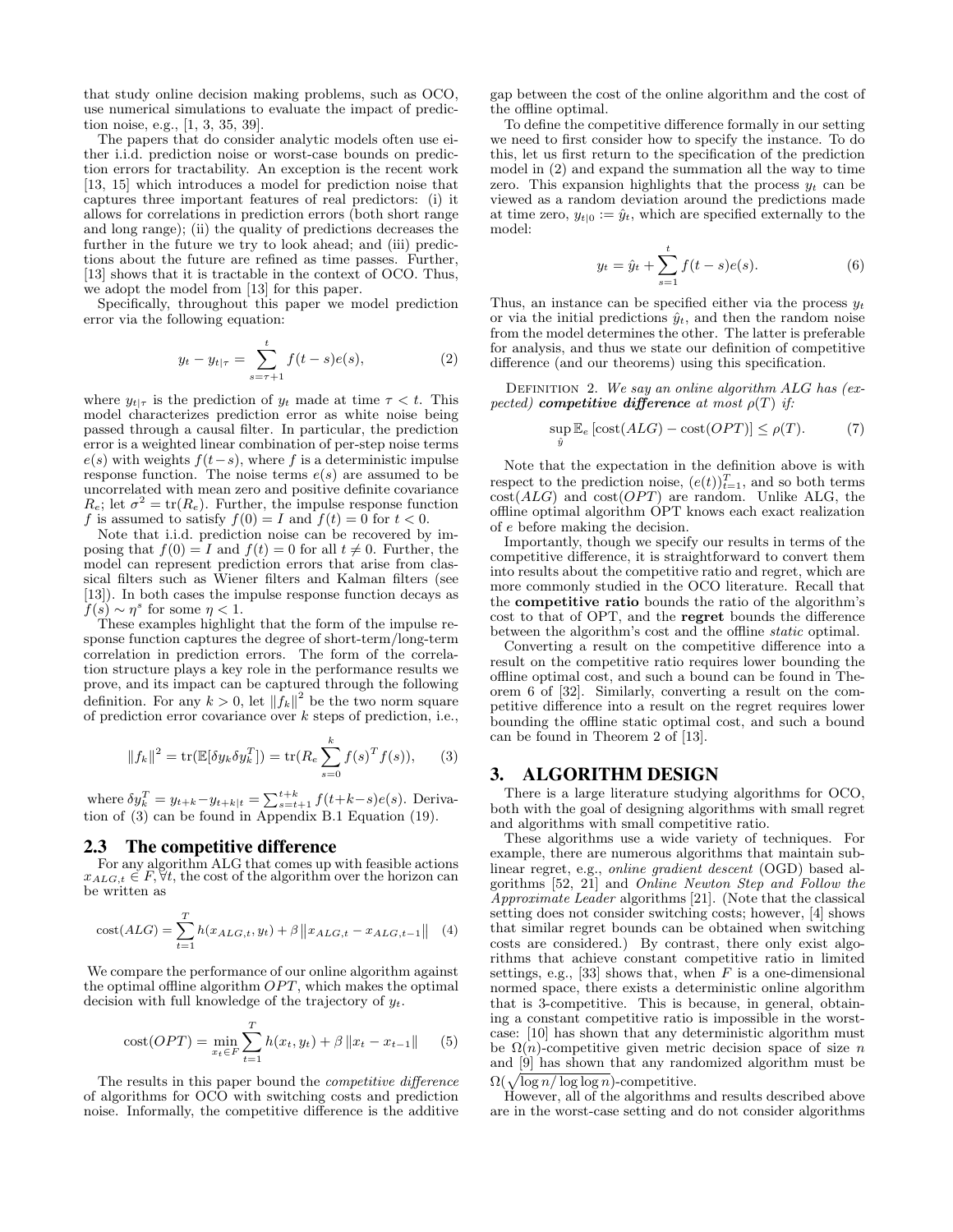that study online decision making problems, such as OCO, use numerical simulations to evaluate the impact of prediction noise, e.g., [1, 3, 35, 39].

The papers that do consider analytic models often use either i.i.d. prediction noise or worst-case bounds on prediction errors for tractability. An exception is the recent work [13, 15] which introduces a model for prediction noise that captures three important features of real predictors: (i) it allows for correlations in prediction errors (both short range and long range); (ii) the quality of predictions decreases the further in the future we try to look ahead; and (iii) predictions about the future are refined as time passes. Further, [13] shows that it is tractable in the context of OCO. Thus, we adopt the model from [13] for this paper.

Specifically, throughout this paper we model prediction error via the following equation:

$$y_t - y_{t|\tau} = \sum_{s=\tau+1}^{t} f(t-s)e(s), \tag{2}$$

where $y_{t|\tau}$ is the prediction of $y_t$ made at time $\tau < t$. This model characterizes prediction error as white noise being passed through a causal filter. In particular, the prediction error is a weighted linear combination of per-step noise terms $e(s)$ with weights $f(t-s)$, where $f$ is a deterministic impulse response function. The noise terms $e(s)$ are assumed to be uncorrelated with mean zero and positive definite covariance $R_e$; let $\sigma^2 = \text{tr}(R_e)$. Further, the impulse response function $f$ is assumed to satisfy $f(0) = I$ and $f(t) = 0$ for $t < 0$.

Note that i.i.d. prediction noise can be recovered by imposing that $f(0) = I$ and $f(t) = 0$ for all $t \neq 0$. Further, the model can represent prediction errors that arise from classical filters such as Wiener filters and Kalman filters (see [13]). In both cases the impulse response function decays as $f(s) \sim \eta^s$ for some $\eta < 1$.

These examples highlight that the form of the impulse response function captures the degree of short-term/long-term correlation in prediction errors. The form of the correlation structure plays a key role in the performance results we prove, and its impact can be captured through the following definition. For any $k > 0$, let $\|f_k\|^2$ be the two norm square of prediction error covariance over $k$ steps of prediction, i.e.,

$$\|f_k\|^2 = \text{tr}(\mathbb{E}[\delta y_k \delta y_k^T]) = \text{tr}(R_e \sum_{s=0}^{k} f(s)^T f(s)), \tag{3}$$

where $\delta y_k^T = y_{t+k} - y_{t+k|t} = \sum_{s=t+1}^{t+k} f(t+k-s)e(s)$. Derivation of (3) can be found in Appendix B.1 Equation (19).

## 2.3 The competitive difference

For any algorithm ALG that comes up with feasible actions $x_{ALG,t} \in F, \forall t$, the cost of the algorithm over the horizon can be written as

$$\text{cost}(ALG) = \sum_{t=1}^{T} h(x_{ALG,t}, y_t) + \beta \|x_{ALG,t} - x_{ALG,t-1}\| \tag{4}$$

We compare the performance of our online algorithm against the optimal offline algorithm $OPT$, which makes the optimal decision with full knowledge of the trajectory of $y_t$.

$$\text{cost}(OPT) = \min_{x_t \in F} \sum_{t=1}^{T} h(x_t, y_t) + \beta \|x_t - x_{t-1}\| \tag{5}$$

The results in this paper bound the *competitive difference* of algorithms for OCO with switching costs and prediction noise. Informally, the competitive difference is the additive gap between the cost of the online algorithm and the cost of the offline optimal.

To define the competitive difference formally in our setting we need to first consider how to specify the instance. To do this, let us first return to the specification of the prediction model in (2) and expand the summation all the way to time zero. This expansion highlights that the process $y_t$ can be viewed as a random deviation around the predictions made at time zero, $y_{t|0} := \hat{y}_t$, which are specified externally to the model:

$$y_t = \hat{y}_t + \sum_{s=1}^{t} f(t-s)e(s). \tag{6}$$

Thus, an instance can be specified either via the process $y_t$ or via the initial predictions $\hat{y}_t$, and then the random noise from the model determines the other. The latter is preferable for analysis, and thus we state our definition of competitive difference (and our theorems) using this specification.

Definition 2. *We say an online algorithm ALG has (expected)* ***competitive difference*** *at most $\rho(T)$ if:*

$$\sup_{\hat{y}} \mathbb{E}_e \left[\text{cost}(ALG) - \text{cost}(OPT)\right] \leq \rho(T). \tag{7}$$

Note that the expectation in the definition above is with respect to the prediction noise, $(e(t))_{t=1}^T$, and so both terms cost$(ALG)$ and cost$(OPT)$ are random. Unlike ALG, the offline optimal algorithm OPT knows each exact realization of $e$ before making the decision.

Importantly, though we specify our results in terms of the competitive difference, it is straightforward to convert them into results about the competitive ratio and regret, which are more commonly studied in the OCO literature. Recall that the **competitive ratio** bounds the ratio of the algorithm's cost to that of OPT, and the **regret** bounds the difference between the algorithm's cost and the offline *static* optimal.

Converting a result on the competitive difference into a result on the competitive ratio requires lower bounding the offline optimal cost, and such a bound can be found in Theorem 6 of [32]. Similarly, converting a result on the competitive difference into a result on the regret requires lower bounding the offline static optimal cost, and such a bound can be found in Theorem 2 of [13].

# 3. ALGORITHM DESIGN

There is a large literature studying algorithms for OCO, both with the goal of designing algorithms with small regret and algorithms with small competitive ratio.

These algorithms use a wide variety of techniques. For example, there are numerous algorithms that maintain sublinear regret, e.g., *online gradient descent* (OGD) based algorithms [52, 21] and *Online Newton Step and Follow the Approximate Leader* algorithms [21]. (Note that the classical setting does not consider switching costs; however, [4] shows that similar regret bounds can be obtained when switching costs are considered.) By contrast, there only exist algorithms that achieve constant competitive ratio in limited settings, e.g., [33] shows that, when $F$ is a one-dimensional normed space, there exists a deterministic online algorithm that is 3-competitive. This is because, in general, obtaining a constant competitive ratio is impossible in the worst-case: [10] has shown that any deterministic algorithm must be $\Omega(n)$-competitive given metric decision space of size $n$ and [9] has shown that any randomized algorithm must be $\Omega(\sqrt{\log n / \log \log n})$-competitive.

However, all of the algorithms and results described above are in the worst-case setting and do not consider algorithms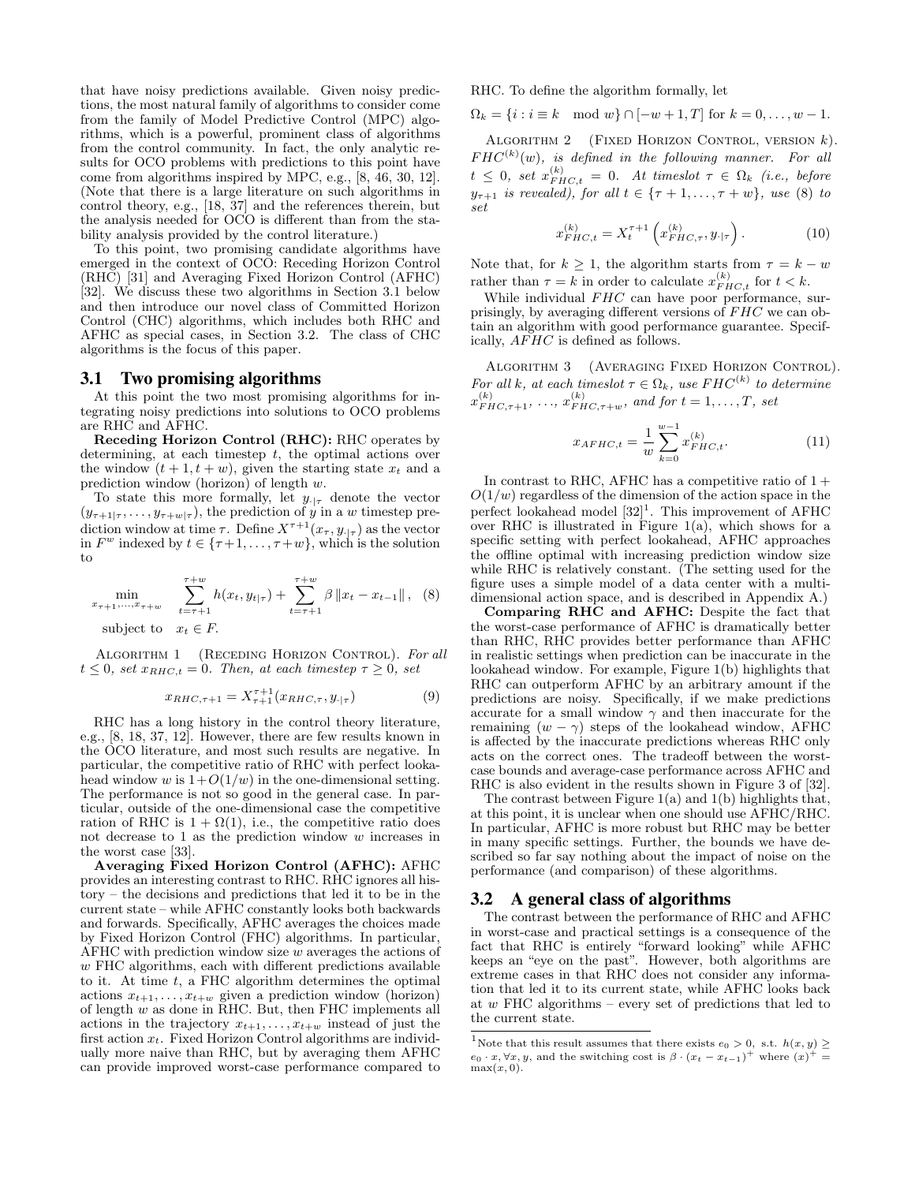that have noisy predictions available. Given noisy predictions, the most natural family of algorithms to consider come from the family of Model Predictive Control (MPC) algorithms, which is a powerful, prominent class of algorithms from the control community. In fact, the only analytic results for OCO problems with predictions to this point have come from algorithms inspired by MPC, e.g., [8, 46, 30, 12]. (Note that there is a large literature on such algorithms in control theory, e.g., [18, 37] and the references therein, but the analysis needed for OCO is different than from the stability analysis provided by the control literature.)

To this point, two promising candidate algorithms have emerged in the context of OCO: Receding Horizon Control (RHC) [31] and Averaging Fixed Horizon Control (AFHC) [32]. We discuss these two algorithms in Section 3.1 below and then introduce our novel class of Committed Horizon Control (CHC) algorithms, which includes both RHC and AFHC as special cases, in Section 3.2. The class of CHC algorithms is the focus of this paper.

### 3.1 Two promising algorithms

At this point the two most promising algorithms for integrating noisy predictions into solutions to OCO problems are RHC and AFHC.

**Receding Horizon Control (RHC):** RHC operates by determining, at each timestep $t$, the optimal actions over the window $(t+1, t+w)$, given the starting state $x_t$ and a prediction window (horizon) of length $w$.

To state this more formally, let $y_{\cdot|\tau}$ denote the vector $(y_{\tau+1|\tau}, \ldots, y_{\tau+w|\tau})$, the prediction of $y$ in a $w$ timestep prediction window at time $\tau$. Define $X^{\tau+1}(x_\tau, y_{\cdot|\tau})$ as the vector in $F^w$ indexed by $t \in \{\tau+1, \ldots, \tau+w\}$, which is the solution to

$$\min_{x_{\tau+1},\ldots,x_{\tau+w}} \sum_{t=\tau+1}^{\tau+w} h(x_t, y_{t|\tau}) + \sum_{t=\tau+1}^{\tau+w} \beta \|x_t - x_{t-1}\|, \quad (8)$$
$$\text{subject to} \quad x_t \in F.$$

Algorithm 1 (Receding Horizon Control). *For all $t \leq 0$, set $x_{RHC,t} = 0$. Then, at each timestep $\tau \geq 0$, set*

$$x_{RHC,\tau+1} = X_{\tau+1}^{\tau+1}(x_{RHC,\tau}, y_{\cdot|\tau}) \quad (9)$$

RHC has a long history in the control theory literature, e.g., [8, 18, 37, 12]. However, there are few results known in the OCO literature, and most such results are negative. In particular, the competitive ratio of RHC with perfect lookahead window $w$ is $1+O(1/w)$ in the one-dimensional setting. The performance is not so good in the general case. In particular, outside of the one-dimensional case the competitive ration of RHC is $1 + \Omega(1)$, i.e., the competitive ratio does not decrease to 1 as the prediction window $w$ increases in the worst case [33].

**Averaging Fixed Horizon Control (AFHC):** AFHC provides an interesting contrast to RHC. RHC ignores all history – the decisions and predictions that led it to be in the current state – while AFHC constantly looks both backwards and forwards. Specifically, AFHC averages the choices made by Fixed Horizon Control (FHC) algorithms. In particular, AFHC with prediction window size $w$ averages the actions of $w$ FHC algorithms, each with different predictions available to it. At time $t$, a FHC algorithm determines the optimal actions $x_{t+1}, \ldots, x_{t+w}$ given a prediction window (horizon) of length $w$ as done in RHC. But, then FHC implements all actions in the trajectory $x_{t+1}, \ldots, x_{t+w}$ instead of just the first action $x_t$. Fixed Horizon Control algorithms are individually more naive than RHC, but by averaging them AFHC can provide improved worst-case performance compared to RHC. To define the algorithm formally, let

$$\Omega_k = \{i : i \equiv k \mod w\} \cap [-w+1, T] \text{ for } k = 0, \ldots, w-1.$$

Algorithm 2 (Fixed Horizon Control, version $k$). *$FHC^{(k)}(w)$, is defined in the following manner. For all $t \leq 0$, set $x_{FHC,t}^{(k)} = 0$. At timeslot $\tau \in \Omega_k$ (i.e., before $y_{\tau+1}$ is revealed), for all $t \in \{\tau+1, \ldots, \tau+w\}$, use (8) to set*

$$x_{FHC,t}^{(k)} = X_t^{\tau+1}\left(x_{FHC,\tau}^{(k)}, y_{\cdot|\tau}\right). \quad (10)$$

Note that, for $k \geq 1$, the algorithm starts from $\tau = k - w$ rather than $\tau = k$ in order to calculate $x_{FHC,t}^{(k)}$ for $t < k$.

While individual $FHC$ can have poor performance, surprisingly, by averaging different versions of $FHC$ we can obtain an algorithm with good performance guarantee. Specifically, $AFHC$ is defined as follows.

Algorithm 3 (Averaging Fixed Horizon Control). *For all $k$, at each timeslot $\tau \in \Omega_k$, use $FHC^{(k)}$ to determine $x_{FHC,\tau+1}^{(k)}, \ldots, x_{FHC,\tau+w}^{(k)}$, and for $t = 1, \ldots, T$, set*

$$x_{AFHC,t} = \frac{1}{w}\sum_{k=0}^{w-1} x_{FHC,t}^{(k)}. \quad (11)$$

In contrast to RHC, AFHC has a competitive ratio of $1 + O(1/w)$ regardless of the dimension of the action space in the perfect lookahead model [32][1]. This improvement of AFHC over RHC is illustrated in Figure 1(a), which shows for a specific setting with perfect lookahead, AFHC approaches the offline optimal with increasing prediction window size while RHC is relatively constant. (The setting used for the figure uses a simple model of a data center with a multi-dimensional action space, and is described in Appendix A.)

**Comparing RHC and AFHC:** Despite the fact that the worst-case performance of AFHC is dramatically better than RHC, RHC provides better performance than AFHC in realistic settings when prediction can be inaccurate in the lookahead window. For example, Figure 1(b) highlights that RHC can outperform AFHC by an arbitrary amount if the predictions are noisy. Specifically, if we make predictions accurate for a small window $\gamma$ and then inaccurate for the remaining $(w-\gamma)$ steps of the lookahead window, AFHC is affected by the inaccurate predictions whereas RHC only acts on the correct ones. The tradeoff between the worst-case bounds and average-case performance across AFHC and RHC is also evident in the results shown in Figure 3 of [32].

The contrast between Figure 1(a) and 1(b) highlights that, at this point, it is unclear when one should use AFHC/RHC. In particular, AFHC is more robust but RHC may be better in many specific settings. Further, the bounds we have described so far say nothing about the impact of noise on the performance (and comparison) of these algorithms.

### 3.2 A general class of algorithms

The contrast between the performance of RHC and AFHC in worst-case and practical settings is a consequence of the fact that RHC is entirely "forward looking" while AFHC keeps an "eye on the past". However, both algorithms are extreme cases in that RHC does not consider any information that led it to its current state, while AFHC looks back at $w$ FHC algorithms – every set of predictions that led to the current state.

[1] Note that this result assumes that there exists $e_0 > 0$, s.t. $h(x,y) \geq e_0 \cdot x, \forall x, y$, and the switching cost is $\beta \cdot (x_t - x_{t-1})^+$ where $(x)^+ = \max(x, 0)$.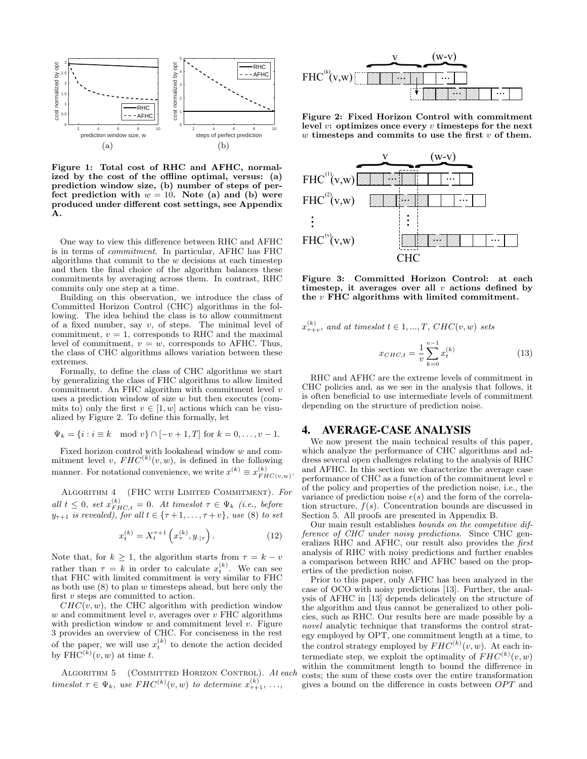Figure 1: Total cost of RHC and AFHC, normalized by the cost of the offline optimal, versus: (a) prediction window size, (b) number of steps of perfect prediction with $w = 10$. Note (a) and (b) were produced under different cost settings, see Appendix A.

One way to view this difference between RHC and AFHC is in terms of *commitment*. In particular, AFHC has FHC algorithms that commit to the $w$ decisions at each timestep and then the final choice of the algorithm balances these commitments by averaging across them. In contrast, RHC commits only one step at a time.

Building on this observation, we introduce the class of Committed Horizon Control (CHC) algorithms in the following. The idea behind the class is to allow commitment of a fixed number, say $v$, of steps. The minimal level of commitment, $v = 1$, corresponds to RHC and the maximal level of commitment, $v = w$, corresponds to AFHC. Thus, the class of CHC algorithms allows variation between these extremes.

Formally, to define the class of CHC algorithms we start by generalizing the class of FHC algorithms to allow limited commitment. An FHC algorithm with commitment level $v$ uses a prediction window of size $w$ but then executes (commits to) only the first $v \in [1, w]$ actions which can be visualized by Figure 2. To define this formally, let

$$\Psi_k = \{i : i \equiv k \mod v\} \cap [-v+1, T] \text{ for } k = 0, \dots, v-1.$$

Fixed horizon control with lookahead window $w$ and commitment level $v$, $FHC^{(k)}(v, w)$, is defined in the following manner. For notational convenience, we write $x^{(k)} \equiv x^{(k)}_{FHC(v,w)}$.

Algorithm 4 (FHC with Limited Commitment). *For all $t \le 0$, set $x^{(k)}_{FHC,t} = 0$. At timeslot $\tau \in \Psi_k$ (i.e., before $y_{\tau+1}$ is revealed), for all $t \in \{\tau+1, \dots, \tau+v\}$, use (8) to set*

$$x^{(k)}_t = X^{\tau+1}_t \left( x^{(k)}_\tau, y_{\cdot|\tau} \right). \tag{12}$$

Note that, for $k \ge 1$, the algorithm starts from $\tau = k - v$ rather than $\tau = k$ in order to calculate $x^{(k)}_t$. We can see that FHC with limited commitment is very similar to FHC as both use (8) to plan $w$ timesteps ahead, but here only the first $v$ steps are committed to action.

$CHC(v, w)$, the CHC algorithm with prediction window $w$ and commitment level $v$, averages over $v$ FHC algorithms with prediction window $w$ and commitment level $v$. Figure 3 provides an overview of CHC. For conciseness in the rest of the paper, we will use $x^{(k)}_t$ to denote the action decided by $\text{FHC}^{(k)}(v, w)$ at time $t$.

Algorithm 5 (Committed Horizon Control). *At each timeslot $\tau \in \Psi_k$, use $FHC^{(k)}(v, w)$ to determine $x^{(k)}_{\tau+1}, \dots, x^{(k)}_{\tau+v}$, and at timeslot $t \in 1, \dots, T$, $CHC(v, w)$ sets*

$$x_{CHC,t} = \frac{1}{v} \sum_{k=0}^{v-1} x^{(k)}_t \tag{13}$$

Figure 2: Fixed Horizon Control with commitment level $v$: optimizes once every $v$ timesteps for the next $w$ timesteps and commits to use the first $v$ of them.

Figure 3: Committed Horizon Control: at each timestep, it averages over all $v$ actions defined by the $v$ FHC algorithms with limited commitment.

RHC and AFHC are the extreme levels of commitment in CHC policies and, as we see in the analysis that follows, it is often beneficial to use intermediate levels of commitment depending on the structure of prediction noise.

## 4. AVERAGE-CASE ANALYSIS

We now present the main technical results of this paper, which analyze the performance of CHC algorithms and address several open challenges relating to the analysis of RHC and AFHC. In this section we characterize the average case performance of CHC as a function of the commitment level $v$ of the policy and properties of the prediction noise, i.e., the variance of prediction noise $e(s)$ and the form of the correlation structure, $f(s)$. Concentration bounds are discussed in Section 5. All proofs are presented in Appendix B.

Our main result establishes *bounds on the competitive difference of CHC under noisy predictions*. Since CHC generalizes RHC and AFHC, our result also provides the *first* analysis of RHC with noisy predictions and further enables a comparison between RHC and AFHC based on the properties of the prediction noise.

Prior to this paper, only AFHC has been analyzed in the case of OCO with noisy predictions [13]. Further, the analysis of AFHC in [13] depends delicately on the structure of the algorithm and thus cannot be generalized to other policies, such as RHC. Our results here are made possible by a *novel* analytic technique that transforms the control strategy employed by OPT, one commitment length at a time, to the control strategy employed by $FHC^{(k)}(v, w)$. At each intermediate step, we exploit the optimality of $FHC^{(k)}(v, w)$ within the commitment length to bound the difference in costs; the sum of these costs over the entire transformation gives a bound on the difference in costs between $OPT$ and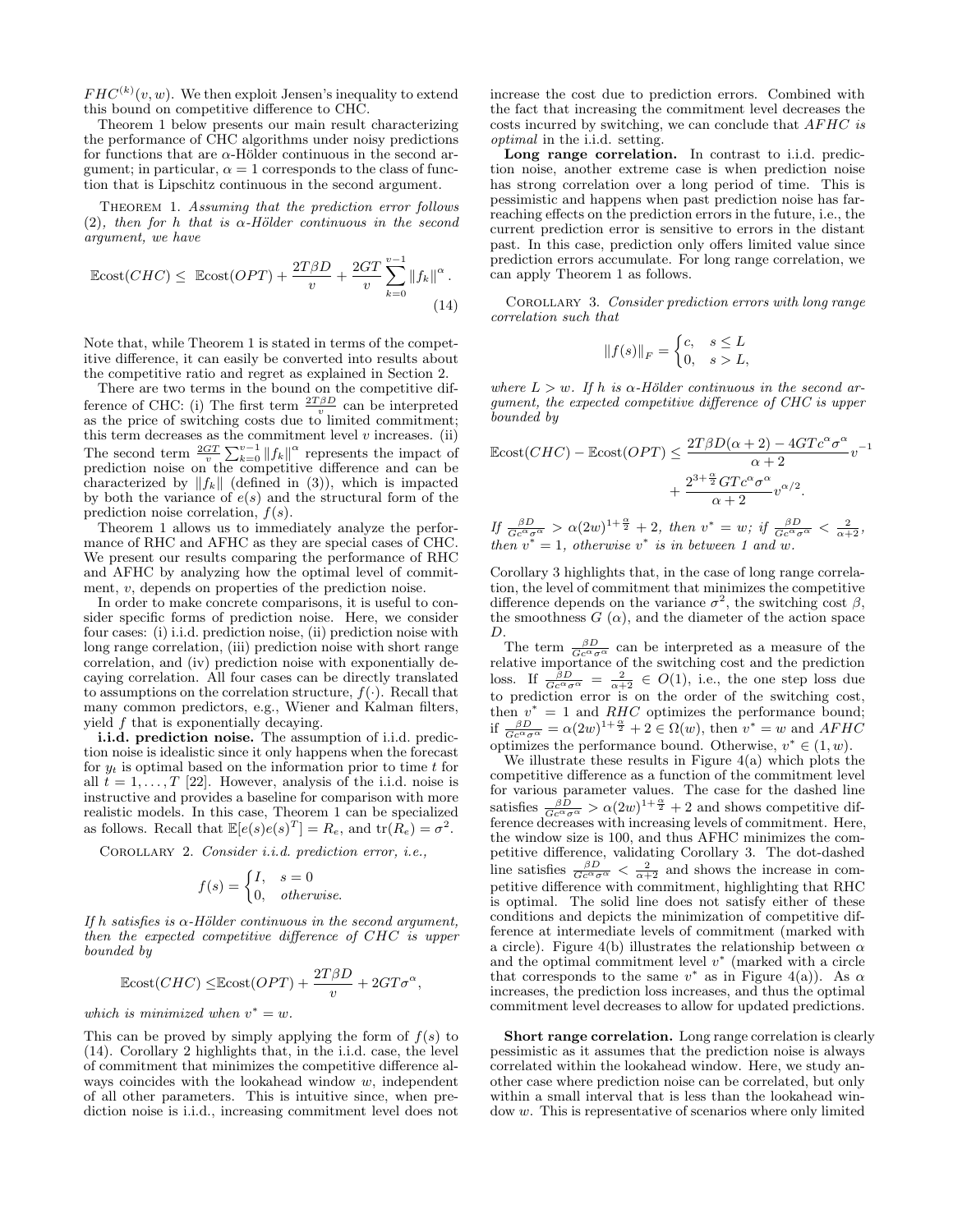$FHC^{(k)}(v, w)$. We then exploit Jensen's inequality to extend this bound on competitive difference to CHC.

Theorem 1 below presents our main result characterizing the performance of CHC algorithms under noisy predictions for functions that are $\alpha$-Hölder continuous in the second argument; in particular, $\alpha = 1$ corresponds to the class of function that is Lipschitz continuous in the second argument.

Theorem 1. *Assuming that the prediction error follows (2), then for $h$ that is $\alpha$-Hölder continuous in the second argument, we have*

$$\mathbb{E}\text{cost}(CHC) \leq \mathbb{E}\text{cost}(OPT) + \frac{2T\beta D}{v} + \frac{2GT}{v}\sum_{k=0}^{v-1}\|f_k\|^{\alpha}. \tag{14}$$

Note that, while Theorem 1 is stated in terms of the competitive difference, it can easily be converted into results about the competitive ratio and regret as explained in Section 2.

There are two terms in the bound on the competitive difference of CHC: (i) The first term $\frac{2T\beta D}{v}$ can be interpreted as the price of switching costs due to limited commitment; this term decreases as the commitment level $v$ increases. (ii) The second term $\frac{2GT}{v}\sum_{k=0}^{v-1}\|f_k\|^{\alpha}$ represents the impact of prediction noise on the competitive difference and can be characterized by $\|f_k\|$ (defined in (3)), which is impacted by both the variance of $e(s)$ and the structural form of the prediction noise correlation, $f(s)$.

Theorem 1 allows us to immediately analyze the performance of RHC and AFHC as they are special cases of CHC. We present our results comparing the performance of RHC and AFHC by analyzing how the optimal level of commitment, $v$, depends on properties of the prediction noise.

In order to make concrete comparisons, it is useful to consider specific forms of prediction noise. Here, we consider four cases: (i) i.i.d. prediction noise, (ii) prediction noise with long range correlation, (iii) prediction noise with short range correlation, and (iv) prediction noise with exponentially decaying correlation. All four cases can be directly translated to assumptions on the correlation structure, $f(\cdot)$. Recall that many common predictors, e.g., Wiener and Kalman filters, yield $f$ that is exponentially decaying.

**i.i.d. prediction noise.** The assumption of i.i.d. prediction noise is idealistic since it only happens when the forecast for $y_t$ is optimal based on the information prior to time $t$ for all $t = 1, \ldots, T$ [22]. However, analysis of the i.i.d. noise is instructive and provides a baseline for comparison with more realistic models. In this case, Theorem 1 can be specialized as follows. Recall that $\mathbb{E}[e(s)e(s)^T] = R_e$, and $\text{tr}(R_e) = \sigma^2$.

Corollary 2. *Consider i.i.d. prediction error, i.e.,*

$$f(s) = \begin{cases} I, & s = 0 \\ 0, & \text{otherwise.} \end{cases}$$

*If $h$ satisfies is $\alpha$-Hölder continuous in the second argument, then the expected competitive difference of CHC is upper bounded by*

$$\mathbb{E}\text{cost}(CHC) \leq \mathbb{E}\text{cost}(OPT) + \frac{2T\beta D}{v} + 2GT\sigma^{\alpha},$$

*which is minimized when $v^* = w$.*

This can be proved by simply applying the form of $f(s)$ to (14). Corollary 2 highlights that, in the i.i.d. case, the level of commitment that minimizes the competitive difference always coincides with the lookahead window $w$, independent of all other parameters. This is intuitive since, when prediction noise is i.i.d., increasing commitment level does not increase the cost due to prediction errors. Combined with the fact that increasing the commitment level decreases the costs incurred by switching, we can conclude that *AFHC is optimal* in the i.i.d. setting.

**Long range correlation.** In contrast to i.i.d. prediction noise, another extreme case is when prediction noise has strong correlation over a long period of time. This is pessimistic and happens when past prediction noise has far-reaching effects on the prediction errors in the future, i.e., the current prediction error is sensitive to errors in the distant past. In this case, prediction only offers limited value since prediction errors accumulate. For long range correlation, we can apply Theorem 1 as follows.

Corollary 3. *Consider prediction errors with long range correlation such that*

$$\|f(s)\|_F = \begin{cases} c, & s \leq L \\ 0, & s > L, \end{cases}$$

*where $L > w$. If $h$ is $\alpha$-Hölder continuous in the second argument, the expected competitive difference of CHC is upper bounded by*

$$\mathbb{E}\text{cost}(CHC) - \mathbb{E}\text{cost}(OPT) \leq \frac{2T\beta D(\alpha+2) - 4GTc^{\alpha}\sigma^{\alpha}}{\alpha+2}v^{-1} + \frac{2^{3+\frac{\alpha}{2}}GTc^{\alpha}\sigma^{\alpha}}{\alpha+2}v^{\alpha/2}.$$

*If $\frac{\beta D}{Gc^{\alpha}\sigma^{\alpha}} > \alpha(2w)^{1+\frac{\alpha}{2}} + 2$, then $v^* = w$; if $\frac{\beta D}{Gc^{\alpha}\sigma^{\alpha}} < \frac{2}{\alpha+2}$, then $v^* = 1$, otherwise $v^*$ is in between 1 and $w$.*

Corollary 3 highlights that, in the case of long range correlation, the level of commitment that minimizes the competitive difference depends on the variance $\sigma^2$, the switching cost $\beta$, the smoothness $G$ ($\alpha$), and the diameter of the action space $D$.

The term $\frac{\beta D}{Gc^{\alpha}\sigma^{\alpha}}$ can be interpreted as a measure of the relative importance of the switching cost and the prediction loss. If $\frac{\beta D}{Gc^{\alpha}\sigma^{\alpha}} = \frac{2}{\alpha+2} \in O(1)$, i.e., the one step loss due to prediction error is on the order of the switching cost, then $v^* = 1$ and $RHC$ optimizes the performance bound; if $\frac{\beta D}{Gc^{\alpha}\sigma^{\alpha}} = \alpha(2w)^{1+\frac{\alpha}{2}} + 2 \in \Omega(w)$, then $v^* = w$ and $AFHC$ optimizes the performance bound. Otherwise, $v^* \in (1, w)$.

We illustrate these results in Figure 4(a) which plots the competitive difference as a function of the commitment level for various parameter values. The case for the dashed line satisfies $\frac{\beta D}{Gc^{\alpha}\sigma^{\alpha}} > \alpha(2w)^{1+\frac{\alpha}{2}} + 2$ and shows competitive difference decreases with increasing levels of commitment. Here, the window size is 100, and thus AFHC minimizes the competitive difference, validating Corollary 3. The dot-dashed line satisfies $\frac{\beta D}{Gc^{\alpha}\sigma^{\alpha}} < \frac{2}{\alpha+2}$ and shows the increase in competitive difference with commitment, highlighting that RHC is optimal. The solid line does not satisfy either of these conditions and depicts the minimization of competitive difference at intermediate levels of commitment (marked with a circle). Figure 4(b) illustrates the relationship between $\alpha$ and the optimal commitment level $v^*$ (marked with a circle that corresponds to the same $v^*$ as in Figure 4(a)). As $\alpha$ increases, the prediction loss increases, and thus the optimal commitment level decreases to allow for updated predictions.

**Short range correlation.** Long range correlation is clearly pessimistic as it assumes that the prediction noise is always correlated within the lookahead window. Here, we study another case where prediction noise can be correlated, but only within a small interval that is less than the lookahead window $w$. This is representative of scenarios where only limited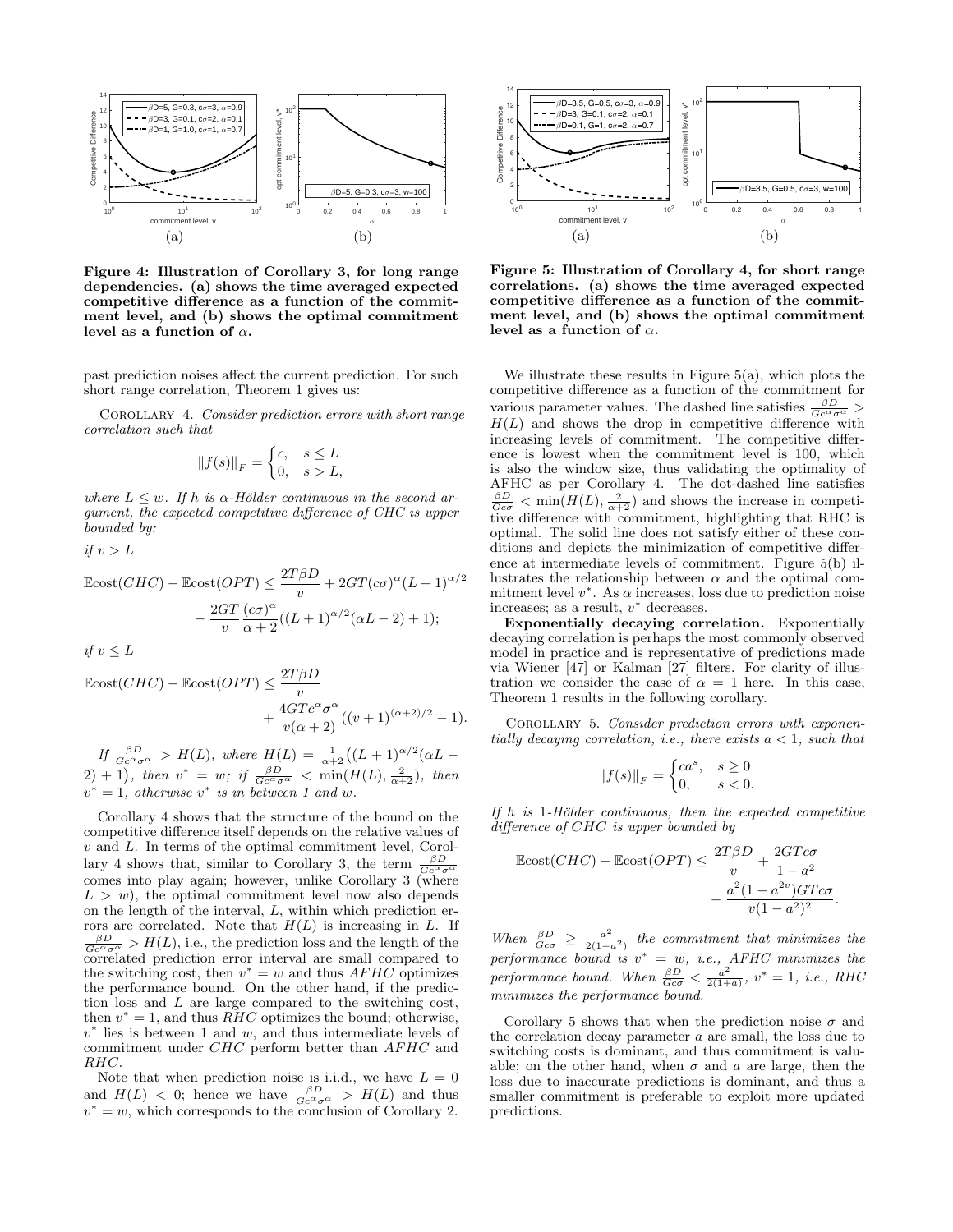Figure 4: Illustration of Corollary 3, for long range dependencies. (a) shows the time averaged expected competitive difference as a function of the commitment level, and (b) shows the optimal commitment level as a function of $\alpha$.

past prediction noises affect the current prediction. For such short range correlation, Theorem 1 gives us:

COROLLARY 4. *Consider prediction errors with short range correlation such that*

$$\|f(s)\|_F = \begin{cases} c, & s \leq L \\ 0, & s > L, \end{cases}$$

*where $L \leq w$. If $h$ is $\alpha$-Hölder continuous in the second argument, the expected competitive difference of CHC is upper bounded by:*

*if $v > L$*

$$\mathbb{E}\text{cost}(CHC) - \mathbb{E}\text{cost}(OPT) \leq \frac{2T\beta D}{v} + 2GT(c\sigma)^\alpha (L+1)^{\alpha/2} - \frac{2GT}{v}\frac{(c\sigma)^\alpha}{\alpha+2}((L+1)^{\alpha/2}(\alpha L - 2) + 1);$$

*if $v \leq L$*

$$\mathbb{E}\text{cost}(CHC) - \mathbb{E}\text{cost}(OPT) \leq \frac{2T\beta D}{v} + \frac{4GTc^\alpha\sigma^\alpha}{v(\alpha+2)}((v+1)^{(\alpha+2)/2} - 1).$$

*If $\frac{\beta D}{Gc^\alpha\sigma^\alpha} > H(L)$, where $H(L) = \frac{1}{\alpha+2}\big((L+1)^{\alpha/2}(\alpha L - 2) + 1\big)$, then $v^* = w$; if $\frac{\beta D}{Gc^\alpha\sigma^\alpha} < \min(H(L), \frac{2}{\alpha+2})$, then $v^* = 1$, otherwise $v^*$ is in between 1 and $w$.*

Corollary 4 shows that the structure of the bound on the competitive difference itself depends on the relative values of $v$ and $L$. In terms of the optimal commitment level, Corollary 4 shows that, similar to Corollary 3, the term $\frac{\beta D}{Gc^\alpha\sigma^\alpha}$ comes into play again; however, unlike Corollary 3 (where $L > w$), the optimal commitment level now also depends on the length of the interval, $L$, within which prediction errors are correlated. Note that $H(L)$ is increasing in $L$. If $\frac{\beta D}{Gc^\alpha\sigma^\alpha} > H(L)$, i.e., the prediction loss and the length of the correlated prediction error interval are small compared to the switching cost, then $v^* = w$ and thus *AFHC* optimizes the performance bound. On the other hand, if the prediction loss and $L$ are large compared to the switching cost, then $v^* = 1$, and thus *RHC* optimizes the bound; otherwise, $v^*$ lies is between 1 and $w$, and thus intermediate levels of commitment under *CHC* perform better than *AFHC* and *RHC*.

Note that when prediction noise is i.i.d., we have $L = 0$ and $H(L) < 0$; hence we have $\frac{\beta D}{Gc^\alpha\sigma^\alpha} > H(L)$ and thus $v^* = w$, which corresponds to the conclusion of Corollary 2.

Figure 5: Illustration of Corollary 4, for short range correlations. (a) shows the time averaged expected competitive difference as a function of the commitment level, and (b) shows the optimal commitment level as a function of $\alpha$.

We illustrate these results in Figure 5(a), which plots the competitive difference as a function of the commitment for various parameter values. The dashed line satisfies $\frac{\beta D}{Gc^\alpha\sigma^\alpha} > H(L)$ and shows the drop in competitive difference with increasing levels of commitment. The competitive difference is lowest when the commitment level is 100, which is also the window size, thus validating the optimality of AFHC as per Corollary 4. The dot-dashed line satisfies $\frac{\beta D}{Gc\sigma} < \min(H(L), \frac{2}{\alpha+2})$ and shows the increase in competitive difference with commitment, highlighting that RHC is optimal. The solid line does not satisfy either of these conditions and depicts the minimization of competitive difference at intermediate levels of commitment. Figure 5(b) illustrates the relationship between $\alpha$ and the optimal commitment level $v^*$. As $\alpha$ increases, loss due to prediction noise increases; as a result, $v^*$ decreases.

**Exponentially decaying correlation.** Exponentially decaying correlation is perhaps the most commonly observed model in practice and is representative of predictions made via Wiener [47] or Kalman [27] filters. For clarity of illustration we consider the case of $\alpha = 1$ here. In this case, Theorem 1 results in the following corollary.

COROLLARY 5. *Consider prediction errors with exponentially decaying correlation, i.e., there exists $a < 1$, such that*

$$\|f(s)\|_F = \begin{cases} ca^s, & s \geq 0 \\ 0, & s < 0. \end{cases}$$

*If $h$ is 1-Hölder continuous, then the expected competitive difference of CHC is upper bounded by*

$$\mathbb{E}\text{cost}(CHC) - \mathbb{E}\text{cost}(OPT) \leq \frac{2T\beta D}{v} + \frac{2GTc\sigma}{1-a^2} - \frac{a^2(1-a^{2v})GTc\sigma}{v(1-a^2)^2}.$$

*When $\frac{\beta D}{Gc\sigma} \geq \frac{a^2}{2(1-a^2)}$ the commitment that minimizes the performance bound is $v^* = w$, i.e., AFHC minimizes the performance bound. When $\frac{\beta D}{Gc\sigma} < \frac{a^2}{2(1+a)}$, $v^* = 1$, i.e., RHC minimizes the performance bound.*

Corollary 5 shows that when the prediction noise $\sigma$ and the correlation decay parameter $a$ are small, the loss due to switching costs is dominant, and thus commitment is valuable; on the other hand, when $\sigma$ and $a$ are large, then the loss due to inaccurate predictions is dominant, and thus a smaller commitment is preferable to exploit more updated predictions.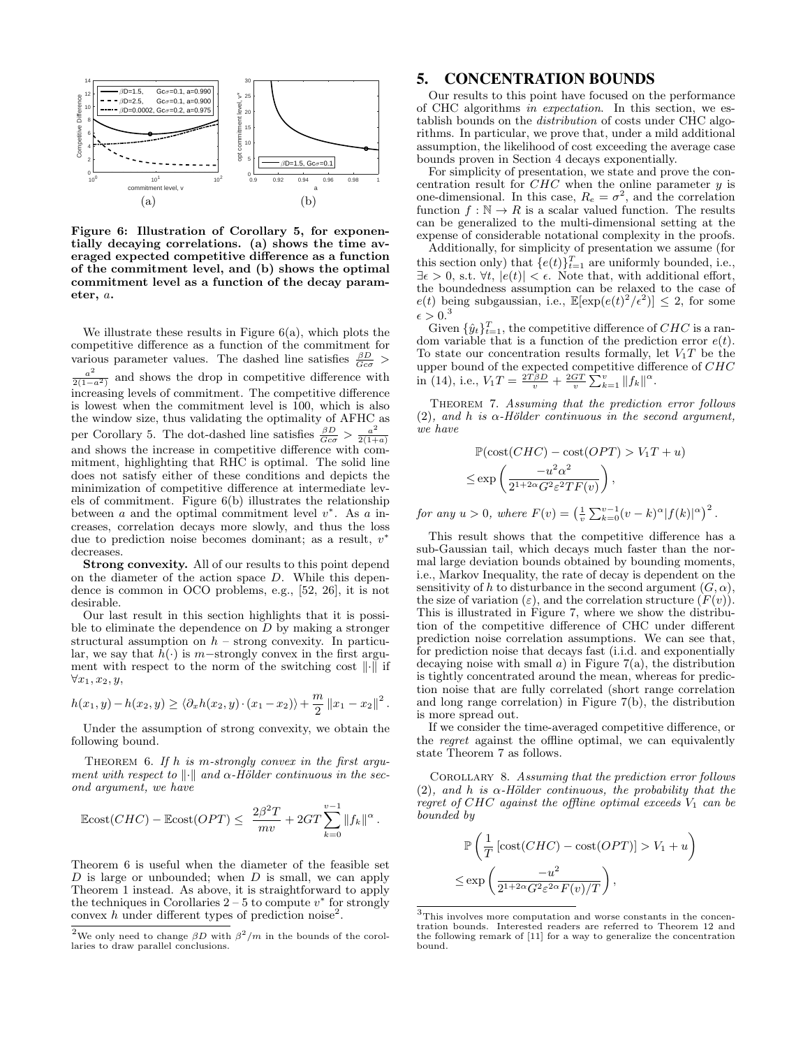Figure 6: Illustration of Corollary 5, for exponentially decaying correlations. (a) shows the time averaged expected competitive difference as a function of the commitment level, and (b) shows the optimal commitment level as a function of the decay parameter, $a$.

We illustrate these results in Figure 6(a), which plots the competitive difference as a function of the commitment for various parameter values. The dashed line satisfies $\frac{\beta D}{Gc\sigma} > \frac{a^2}{2(1-a^2)}$ and shows the drop in competitive difference with increasing levels of commitment. The competitive difference is lowest when the commitment level is 100, which is also the window size, thus validating the optimality of AFHC as per Corollary 5. The dot-dashed line satisfies $\frac{\beta D}{Gc\sigma} > \frac{a^2}{2(1+a)}$ and shows the increase in competitive difference with commitment, highlighting that RHC is optimal. The solid line does not satisfy either of these conditions and depicts the minimization of competitive difference at intermediate levels of commitment. Figure 6(b) illustrates the relationship between $a$ and the optimal commitment level $v^*$. As $a$ increases, correlation decays more slowly, and thus the loss due to prediction noise becomes dominant; as a result, $v^*$ decreases.

**Strong convexity.** All of our results to this point depend on the diameter of the action space $D$. While this dependence is common in OCO problems, e.g., [52, 26], it is not desirable.

Our last result in this section highlights that it is possible to eliminate the dependence on $D$ by making a stronger structural assumption on $h$ – strong convexity. In particular, we say that $h(\cdot)$ is $m-$strongly convex in the first argument with respect to the norm of the switching cost $\|\cdot\|$ if $\forall x_1, x_2, y$,

$$h(x_1, y) - h(x_2, y) \geq \langle \partial_x h(x_2, y) \cdot (x_1 - x_2) \rangle + \frac{m}{2} \|x_1 - x_2\|^2.$$

Under the assumption of strong convexity, we obtain the following bound.

Theorem 6. *If $h$ is $m$-strongly convex in the first argument with respect to $\|\cdot\|$ and $\alpha$-Hölder continuous in the second argument, we have*

$$\mathbb{E}\text{cost}(CHC) - \mathbb{E}\text{cost}(OPT) \leq \frac{2\beta^2 T}{mv} + 2GT \sum_{k=0}^{v-1} \|f_k\|^\alpha.$$

Theorem 6 is useful when the diameter of the feasible set $D$ is large or unbounded; when $D$ is small, we can apply Theorem 1 instead. As above, it is straightforward to apply the techniques in Corollaries 2 – 5 to compute $v^*$ for strongly convex $h$ under different types of prediction noise[2].

[2] We only need to change $\beta D$ with $\beta^2/m$ in the bounds of the corollaries to draw parallel conclusions.

## 5. CONCENTRATION BOUNDS

Our results to this point have focused on the performance of CHC algorithms *in expectation*. In this section, we establish bounds on the *distribution* of costs under CHC algorithms. In particular, we prove that, under a mild additional assumption, the likelihood of cost exceeding the average case bounds proven in Section 4 decays exponentially.

For simplicity of presentation, we state and prove the concentration result for $CHC$ when the online parameter $y$ is one-dimensional. In this case, $R_e = \sigma^2$, and the correlation function $f : \mathbb{N} \to R$ is a scalar valued function. The results can be generalized to the multi-dimensional setting at the expense of considerable notational complexity in the proofs.

Additionally, for simplicity of presentation we assume (for this section only) that $\{e(t)\}_{t=1}^T$ are uniformly bounded, i.e., $\exists \epsilon > 0$, s.t. $\forall t$, $|e(t)| < \epsilon$. Note that, with additional effort, the boundedness assumption can be relaxed to the case of $e(t)$ being subgaussian, i.e., $\mathbb{E}[\exp(e(t)^2/\epsilon^2)] \leq 2$, for some $\epsilon > 0$.[3]

Given $\{\hat{y}_t\}_{t=1}^T$, the competitive difference of $CHC$ is a random variable that is a function of the prediction error $e(t)$. To state our concentration results formally, let $V_1 T$ be the upper bound of the expected competitive difference of $CHC$ in (14), i.e., $V_1 T = \frac{2T\beta D}{v} + \frac{2GT}{v} \sum_{k=1}^{v} \|f_k\|^\alpha$.

Theorem 7. *Assuming that the prediction error follows (2), and $h$ is $\alpha$-Hölder continuous in the second argument, we have*

$$\mathbb{P}(\text{cost}(CHC) - \text{cost}(OPT) > V_1 T + u) \leq \exp\left(\frac{-u^2\alpha^2}{2^{1+2\alpha}G^2\varepsilon^2 T F(v)}\right),$$

*for any $u > 0$, where $F(v) = \left(\frac{1}{v}\sum_{k=0}^{v-1}(v-k)^\alpha |f(k)|^\alpha\right)^2$.*

This result shows that the competitive difference has a sub-Gaussian tail, which decays much faster than the normal large deviation bounds obtained by bounding moments, i.e., Markov Inequality, the rate of decay is dependent on the sensitivity of $h$ to disturbance in the second argument $(G, \alpha)$, the size of variation $(\varepsilon)$, and the correlation structure $(F(v))$. This is illustrated in Figure 7, where we show the distribution of the competitive difference of CHC under different prediction noise correlation assumptions. We can see that, for prediction noise that decays fast (i.i.d. and exponentially decaying noise with small $a$) in Figure 7(a), the distribution is tightly concentrated around the mean, whereas for prediction noise that are fully correlated (short range correlation and long range correlation) in Figure 7(b), the distribution is more spread out.

If we consider the time-averaged competitive difference, or the *regret* against the offline optimal, we can equivalently state Theorem 7 as follows.

Corollary 8. *Assuming that the prediction error follows (2), and $h$ is $\alpha$-Hölder continuous, the probability that the regret of $CHC$ against the offline optimal exceeds $V_1$ can be bounded by*

$$\mathbb{P}\left(\frac{1}{T}\left[\text{cost}(CHC) - \text{cost}(OPT)\right] > V_1 + u\right) \leq \exp\left(\frac{-u^2}{2^{1+2\alpha}G^2\varepsilon^{2\alpha}F(v)/T}\right),$$

[3] This involves more computation and worse constants in the concentration bounds. Interested readers are referred to Theorem 12 and the following remark of [11] for a way to generalize the concentration bound.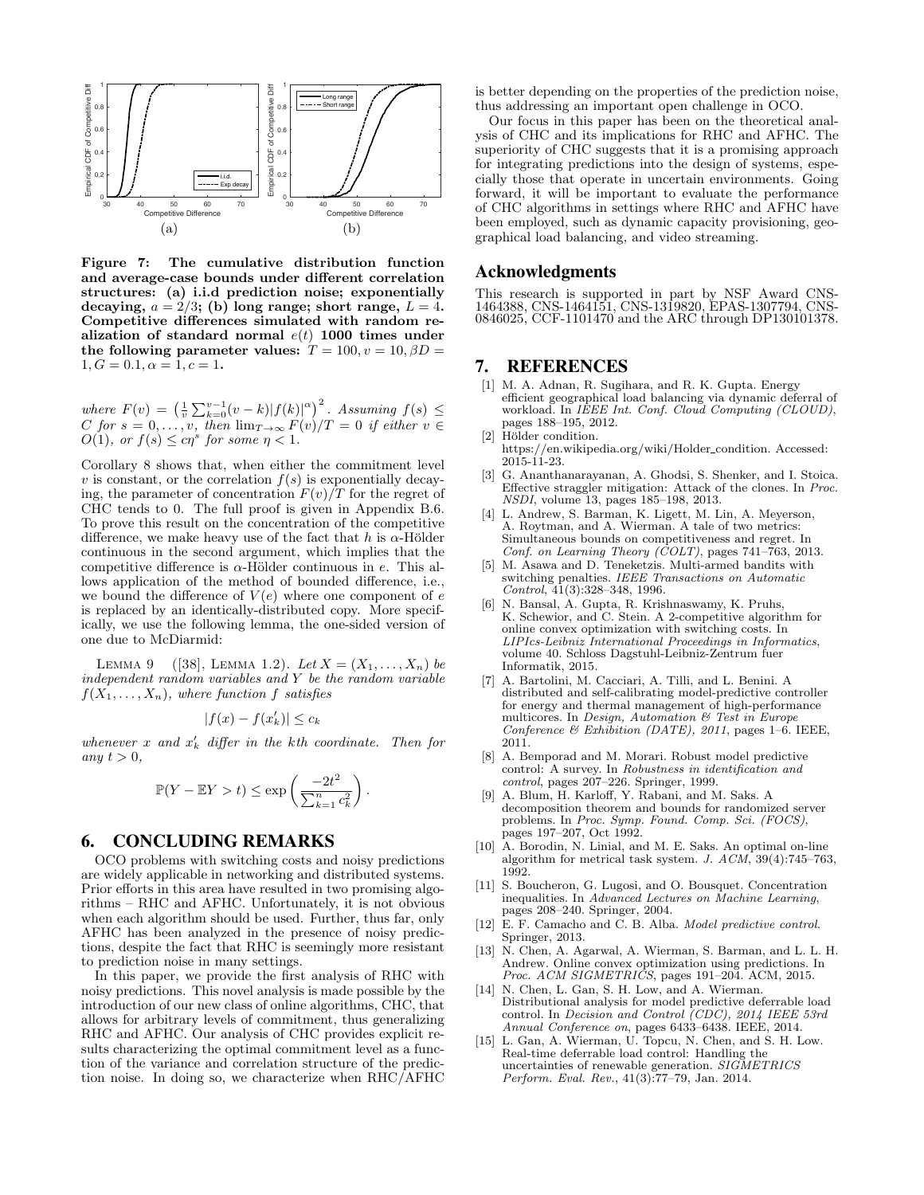Figure 7: The cumulative distribution function and average-case bounds under different correlation structures: (a) i.i.d prediction noise; exponentially decaying, $a = 2/3$; (b) long range; short range, $L = 4$. Competitive differences simulated with random realization of standard normal $e(t)$ 1000 times under the following parameter values: $T = 100, v = 10, \beta D = 1, G = 0.1, \alpha = 1, c = 1$.

*where* $F(v) = \left(\frac{1}{v}\sum_{k=0}^{v-1}(v-k)|f(k)|^{\alpha}\right)^2$. *Assuming* $f(s) \leq C$ *for* $s = 0, \ldots, v$, *then* $\lim_{T\to\infty} F(v)/T = 0$ *if either* $v \in O(1)$, *or* $f(s) \leq c\eta^s$ *for some* $\eta < 1$.

Corollary 8 shows that, when either the commitment level $v$ is constant, or the correlation $f(s)$ is exponentially decaying, the parameter of concentration $F(v)/T$ for the regret of CHC tends to 0. The full proof is given in Appendix B.6. To prove this result on the concentration of the competitive difference, we make heavy use of the fact that $h$ is $\alpha$-Hölder continuous in the second argument, which implies that the competitive difference is $\alpha$-Hölder continuous in $e$. This allows application of the method of bounded difference, i.e., we bound the difference of $V(e)$ where one component of $e$ is replaced by an identically-distributed copy. More specifically, we use the following lemma, the one-sided version of one due to McDiarmid:

LEMMA 9 ([38], LEMMA 1.2). *Let* $X = (X_1, \ldots, X_n)$ *be independent random variables and* $Y$ *be the random variable* $f(X_1, \ldots, X_n)$, *where function* $f$ *satisfies*

$$|f(x) - f(x'_k)| \leq c_k$$

*whenever* $x$ *and* $x'_k$ *differ in the kth coordinate. Then for any* $t > 0$,

$$\mathbb{P}(Y - \mathbb{E}Y > t) \leq \exp\left(\frac{-2t^2}{\sum_{k=1}^{n} c_k^2}\right).$$

# 6. CONCLUDING REMARKS

OCO problems with switching costs and noisy predictions are widely applicable in networking and distributed systems. Prior efforts in this area have resulted in two promising algorithms – RHC and AFHC. Unfortunately, it is not obvious when each algorithm should be used. Further, thus far, only AFHC has been analyzed in the presence of noisy predictions, despite the fact that RHC is seemingly more resistant to prediction noise in many settings.

In this paper, we provide the first analysis of RHC with noisy predictions. This novel analysis is made possible by the introduction of our new class of online algorithms, CHC, that allows for arbitrary levels of commitment, thus generalizing RHC and AFHC. Our analysis of CHC provides explicit results characterizing the optimal commitment level as a function of the variance and correlation structure of the prediction noise. In doing so, we characterize when RHC/AFHC is better depending on the properties of the prediction noise, thus addressing an important open challenge in OCO.

Our focus in this paper has been on the theoretical analysis of CHC and its implications for RHC and AFHC. The superiority of CHC suggests that it is a promising approach for integrating predictions into the design of systems, especially those that operate in uncertain environments. Going forward, it will be important to evaluate the performance of CHC algorithms in settings where RHC and AFHC have been employed, such as dynamic capacity provisioning, geographical load balancing, and video streaming.

## Acknowledgments

This research is supported in part by NSF Award CNS-1464388, CNS-1464151, CNS-1319820, EPAS-1307794, CNS-0846025, CCF-1101470 and the ARC through DP130101378.

# 7. REFERENCES

[1] M. A. Adnan, R. Sugihara, and R. K. Gupta. Energy efficient geographical load balancing via dynamic deferral of workload. In *IEEE Int. Conf. Cloud Computing (CLOUD)*, pages 188–195, 2012.

[2] Hölder condition. https://en.wikipedia.org/wiki/Holder_condition. Accessed: 2015-11-23.

[3] G. Ananthanarayanan, A. Ghodsi, S. Shenker, and I. Stoica. Effective straggler mitigation: Attack of the clones. In *Proc. NSDI*, volume 13, pages 185–198, 2013.

[4] L. Andrew, S. Barman, K. Ligett, M. Lin, A. Meyerson, A. Roytman, and A. Wierman. A tale of two metrics: Simultaneous bounds on competitiveness and regret. In *Conf. on Learning Theory (COLT)*, pages 741–763, 2013.

[5] M. Asawa and D. Teneketzis. Multi-armed bandits with switching penalties. *IEEE Transactions on Automatic Control*, 41(3):328–348, 1996.

[6] N. Bansal, A. Gupta, R. Krishnaswamy, K. Pruhs, K. Schewior, and C. Stein. A 2-competitive algorithm for online convex optimization with switching costs. In *LIPIcs-Leibniz International Proceedings in Informatics*, volume 40. Schloss Dagstuhl-Leibniz-Zentrum fuer Informatik, 2015.

[7] A. Bartolini, M. Cacciari, A. Tilli, and L. Benini. A distributed and self-calibrating model-predictive controller for energy and thermal management of high-performance multicores. In *Design, Automation & Test in Europe Conference & Exhibition (DATE), 2011*, pages 1–6. IEEE, 2011.

[8] A. Bemporad and M. Morari. Robust model predictive control: A survey. In *Robustness in identification and control*, pages 207–226. Springer, 1999.

[9] A. Blum, H. Karloff, Y. Rabani, and M. Saks. A decomposition theorem and bounds for randomized server problems. In *Proc. Symp. Found. Comp. Sci. (FOCS)*, pages 197–207, Oct 1992.

[10] A. Borodin, N. Linial, and M. E. Saks. An optimal on-line algorithm for metrical task system. *J. ACM*, 39(4):745–763, 1992.

[11] S. Boucheron, G. Lugosi, and O. Bousquet. Concentration inequalities. In *Advanced Lectures on Machine Learning*, pages 208–240. Springer, 2004.

[12] E. F. Camacho and C. B. Alba. *Model predictive control*. Springer, 2013.

[13] N. Chen, A. Agarwal, A. Wierman, S. Barman, and L. L. H. Andrew. Online convex optimization using predictions. In *Proc. ACM SIGMETRICS*, pages 191–204. ACM, 2015.

[14] N. Chen, L. Gan, S. H. Low, and A. Wierman. Distributional analysis for model predictive deferrable load control. In *Decision and Control (CDC), 2014 IEEE 53rd Annual Conference on*, pages 6433–6438. IEEE, 2014.

[15] L. Gan, A. Wierman, U. Topcu, N. Chen, and S. H. Low. Real-time deferrable load control: Handling the uncertainties of renewable generation. *SIGMETRICS Perform. Eval. Rev.*, 41(3):77–79, Jan. 2014.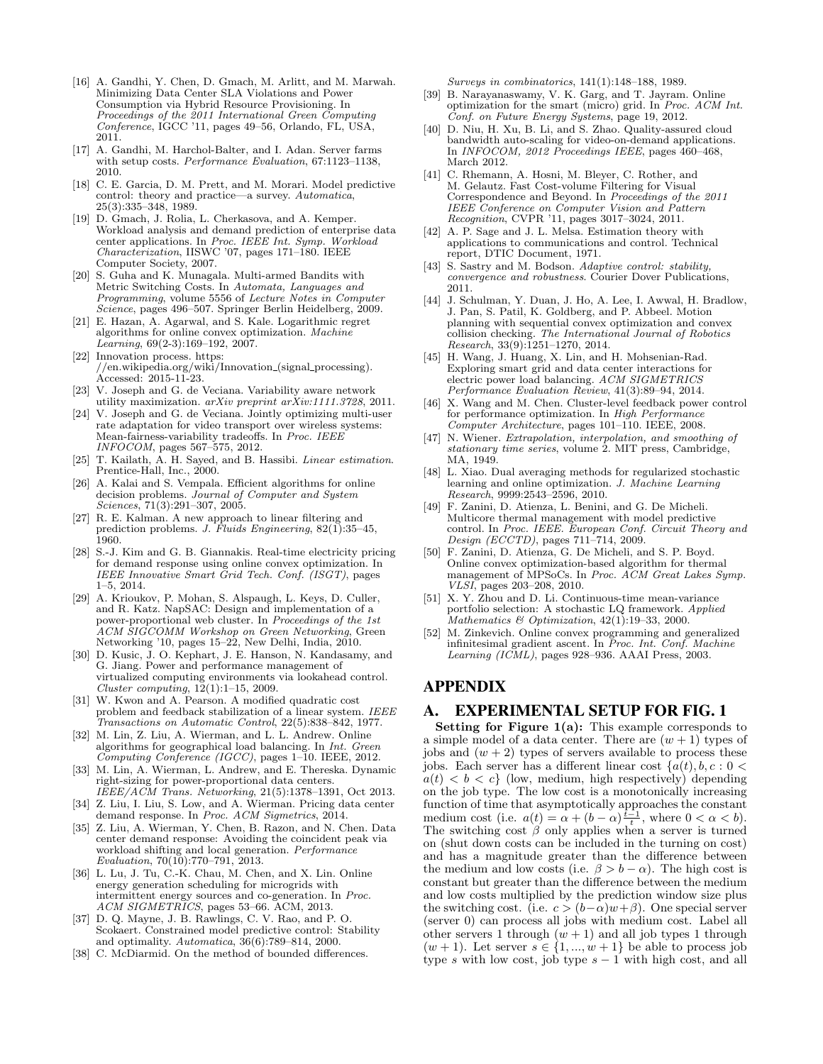[16] A. Gandhi, Y. Chen, D. Gmach, M. Arlitt, and M. Marwah. Minimizing Data Center SLA Violations and Power Consumption via Hybrid Resource Provisioning. In *Proceedings of the 2011 International Green Computing Conference*, IGCC '11, pages 49–56, Orlando, FL, USA, 2011.

[17] A. Gandhi, M. Harchol-Balter, and I. Adan. Server farms with setup costs. *Performance Evaluation*, 67:1123–1138, 2010.

[18] C. E. Garcia, D. M. Prett, and M. Morari. Model predictive control: theory and practice—a survey. *Automatica*, 25(3):335–348, 1989.

[19] D. Gmach, J. Rolia, L. Cherkasova, and A. Kemper. Workload analysis and demand prediction of enterprise data center applications. In *Proc. IEEE Int. Symp. Workload Characterization*, IISWC '07, pages 171–180. IEEE Computer Society, 2007.

[20] S. Guha and K. Munagala. Multi-armed Bandits with Metric Switching Costs. In *Automata, Languages and Programming*, volume 5556 of *Lecture Notes in Computer Science*, pages 496–507. Springer Berlin Heidelberg, 2009.

[21] E. Hazan, A. Agarwal, and S. Kale. Logarithmic regret algorithms for online convex optimization. *Machine Learning*, 69(2-3):169–192, 2007.

[22] Innovation process. https://en.wikipedia.org/wiki/Innovation_(signal_processing). Accessed: 2015-11-23.

[23] V. Joseph and G. de Veciana. Variability aware network utility maximization. *arXiv preprint arXiv:1111.3728*, 2011.

[24] V. Joseph and G. de Veciana. Jointly optimizing multi-user rate adaptation for video transport over wireless systems: Mean-fairness-variability tradeoffs. In *Proc. IEEE INFOCOM*, pages 567–575, 2012.

[25] T. Kailath, A. H. Sayed, and B. Hassibi. *Linear estimation*. Prentice-Hall, Inc., 2000.

[26] A. Kalai and S. Vempala. Efficient algorithms for online decision problems. *Journal of Computer and System Sciences*, 71(3):291–307, 2005.

[27] R. E. Kalman. A new approach to linear filtering and prediction problems. *J. Fluids Engineering*, 82(1):35–45, 1960.

[28] S.-J. Kim and G. B. Giannakis. Real-time electricity pricing for demand response using online convex optimization. In *IEEE Innovative Smart Grid Tech. Conf. (ISGT)*, pages 1–5, 2014.

[29] A. Krioukov, P. Mohan, S. Alspaugh, L. Keys, D. Culler, and R. Katz. NapSAC: Design and implementation of a power-proportional web cluster. In *Proceedings of the 1st ACM SIGCOMM Workshop on Green Networking*, Green Networking '10, pages 15–22, New Delhi, India, 2010.

[30] D. Kusic, J. O. Kephart, J. E. Hanson, N. Kandasamy, and G. Jiang. Power and performance management of virtualized computing environments via lookahead control. *Cluster computing*, 12(1):1–15, 2009.

[31] W. Kwon and A. Pearson. A modified quadratic cost problem and feedback stabilization of a linear system. *IEEE Transactions on Automatic Control*, 22(5):838–842, 1977.

[32] M. Lin, Z. Liu, A. Wierman, and L. L. Andrew. Online algorithms for geographical load balancing. In *Int. Green Computing Conference (IGCC)*, pages 1–10. IEEE, 2012.

[33] M. Lin, A. Wierman, L. Andrew, and E. Thereska. Dynamic right-sizing for power-proportional data centers. *IEEE/ACM Trans. Networking*, 21(5):1378–1391, Oct 2013.

[34] Z. Liu, I. Liu, S. Low, and A. Wierman. Pricing data center demand response. In *Proc. ACM Sigmetrics*, 2014.

[35] Z. Liu, A. Wierman, Y. Chen, B. Razon, and N. Chen. Data center demand response: Avoiding the coincident peak via workload shifting and local generation. *Performance Evaluation*, 70(10):770–791, 2013.

[36] L. Lu, J. Tu, C.-K. Chau, M. Chen, and X. Lin. Online energy generation scheduling for microgrids with intermittent energy sources and co-generation. In *Proc. ACM SIGMETRICS*, pages 53–66. ACM, 2013.

[37] D. Q. Mayne, J. B. Rawlings, C. V. Rao, and P. O. Scokaert. Constrained model predictive control: Stability and optimality. *Automatica*, 36(6):789–814, 2000.

[38] C. McDiarmid. On the method of bounded differences. *Surveys in combinatorics*, 141(1):148–188, 1989.

[39] B. Narayanaswamy, V. K. Garg, and T. Jayram. Online optimization for the smart (micro) grid. In *Proc. ACM Int. Conf. on Future Energy Systems*, page 19, 2012.

[40] D. Niu, H. Xu, B. Li, and S. Zhao. Quality-assured cloud bandwidth auto-scaling for video-on-demand applications. In *INFOCOM, 2012 Proceedings IEEE*, pages 460–468, March 2012.

[41] C. Rhemann, A. Hosni, M. Bleyer, C. Rother, and M. Gelautz. Fast Cost-volume Filtering for Visual Correspondence and Beyond. In *Proceedings of the 2011 IEEE Conference on Computer Vision and Pattern Recognition*, CVPR '11, pages 3017–3024, 2011.

[42] A. P. Sage and J. L. Melsa. Estimation theory with applications to communications and control. Technical report, DTIC Document, 1971.

[43] S. Sastry and M. Bodson. *Adaptive control: stability, convergence and robustness*. Courier Dover Publications, 2011.

[44] J. Schulman, Y. Duan, J. Ho, A. Lee, I. Awwal, H. Bradlow, J. Pan, S. Patil, K. Goldberg, and P. Abbeel. Motion planning with sequential convex optimization and convex collision checking. *The International Journal of Robotics Research*, 33(9):1251–1270, 2014.

[45] H. Wang, J. Huang, X. Lin, and H. Mohsenian-Rad. Exploring smart grid and data center interactions for electric power load balancing. *ACM SIGMETRICS Performance Evaluation Review*, 41(3):89–94, 2014.

[46] X. Wang and M. Chen. Cluster-level feedback power control for performance optimization. In *High Performance Computer Architecture*, pages 101–110. IEEE, 2008.

[47] N. Wiener. *Extrapolation, interpolation, and smoothing of stationary time series*, volume 2. MIT press, Cambridge, MA, 1949.

[48] L. Xiao. Dual averaging methods for regularized stochastic learning and online optimization. *J. Machine Learning Research*, 9999:2543–2596, 2010.

[49] F. Zanini, D. Atienza, L. Benini, and G. De Micheli. Multicore thermal management with model predictive control. In *Proc. IEEE. European Conf. Circuit Theory and Design (ECCTD)*, pages 711–714, 2009.

[50] F. Zanini, D. Atienza, G. De Micheli, and S. P. Boyd. Online convex optimization-based algorithm for thermal management of MPSoCs. In *Proc. ACM Great Lakes Symp. VLSI*, pages 203–208, 2010.

[51] X. Y. Zhou and D. Li. Continuous-time mean-variance portfolio selection: A stochastic LQ framework. *Applied Mathematics & Optimization*, 42(1):19–33, 2000.

[52] M. Zinkevich. Online convex programming and generalized infinitesimal gradient ascent. In *Proc. Int. Conf. Machine Learning (ICML)*, pages 928–936. AAAI Press, 2003.

# APPENDIX

## A. EXPERIMENTAL SETUP FOR FIG. 1

**Setting for Figure 1(a):** This example corresponds to a simple model of a data center. There are $(w+1)$ types of jobs and $(w+2)$ types of servers available to process these jobs. Each server has a different linear cost $\{a(t), b, c : 0 < a(t) < b < c\}$ (low, medium, high respectively) depending on the job type. The low cost is a monotonically increasing function of time that asymptotically approaches the constant medium cost (i.e. $a(t) = \alpha + (b - \alpha)\frac{t-1}{t}$, where $0 < \alpha < b$). The switching cost $\beta$ only applies when a server is turned on (shut down costs can be included in the turning on cost) and has a magnitude greater than the difference between the medium and low costs (i.e. $\beta > b - \alpha$). The high cost is constant but greater than the difference between the medium and low costs multiplied by the prediction window size plus the switching cost. (i.e. $c > (b-\alpha)w + \beta$). One special server (server 0) can process all jobs with medium cost. Label all other servers 1 through $(w+1)$ and all job types 1 through $(w+1)$. Let server $s \in \{1, ..., w+1\}$ be able to process job type $s$ with low cost, job type $s-1$ with high cost, and all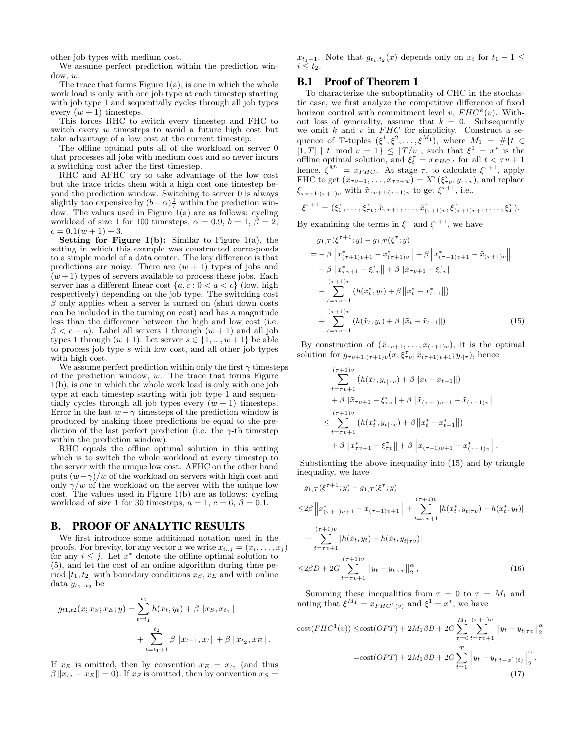other job types with medium cost.

We assume perfect prediction within the prediction window, $w$.

The trace that forms Figure 1(a), is one in which the whole work load is only with one job type at each timestep starting with job type 1 and sequentially cycles through all job types every $(w+1)$ timesteps.

This forces RHC to switch every timestep and FHC to switch every $w$ timesteps to avoid a future high cost but take advantage of a low cost at the current timestep.

The offline optimal puts all of the workload on server 0 that processes all jobs with medium cost and so never incurs a switching cost after the first timestep.

RHC and AFHC try to take advantage of the low cost but the trace tricks them with a high cost one timestep beyond the prediction window. Switching to server 0 is always slightly too expensive by $(b-\alpha)\frac{1}{t}$ within the prediction window. The values used in Figure 1(a) are as follows: cycling workload of size 1 for 100 timesteps, $\alpha = 0.9$, $b = 1$, $\beta = 2$, $c = 0.1(w+1)+3$.

**Setting for Figure 1(b):** Similar to Figure 1(a), the setting in which this example was constructed corresponds to a simple model of a data center. The key difference is that predictions are noisy. There are $(w+1)$ types of jobs and $(w+1)$ types of servers available to process these jobs. Each server has a different linear cost $\{a, c : 0 < a < c\}$ (low, high respectively) depending on the job type. The switching cost $\beta$ only applies when a server is turned on (shut down costs can be included in the turning on cost) and has a magnitude less than the difference between the high and low cost (i.e. $\beta < c - a$). Label all servers 1 through $(w+1)$ and all job types 1 through $(w+1)$. Let server $s \in \{1, ..., w+1\}$ be able to process job type $s$ with low cost, and all other job types with high cost.

We assume perfect prediction within only the first $\gamma$ timesteps of the prediction window, $w$. The trace that forms Figure 1(b), is one in which the whole work load is only with one job type at each timestep starting with job type 1 and sequentially cycles through all job types every $(w+1)$ timesteps. Error in the last $w-\gamma$ timesteps of the prediction window is produced by making those predictions be equal to the prediction of the last perfect prediction (i.e. the $\gamma$-th timestep within the prediction window).

RHC equals the offline optimal solution in this setting which is to switch the whole workload at every timestep to the server with the unique low cost. AFHC on the other hand puts $(w-\gamma)/w$ of the workload on servers with high cost and only $\gamma/w$ of the workload on the server with the unique low cost. The values used in Figure 1(b) are as follows: cycling workload of size 1 for 30 timesteps, $a = 1$, $c = 6$, $\beta = 0.1$.

# B. PROOF OF ANALYTIC RESULTS

We first introduce some additional notation used in the proofs. For brevity, for any vector $x$ we write $x_{i..j} = (x_i, \ldots, x_j)$ for any $i \le j$. Let $x^*$ denote the offline optimal solution to (5), and let the cost of an online algorithm during time period $[t_1, t_2]$ with boundary conditions $x_S, x_E$ and with online data $y_{t_1..t_2}$ be

$$g_{t1,t2}(x; x_S; x_E; y) = \sum_{t=t_1}^{t_2} h(x_t, y_t) + \beta \|x_S, x_{t_1}\| + \sum_{t=t_1+1}^{t_2} \beta \|x_{t-1}, x_t\| + \beta \|x_{t_2}, x_E\|.$$

If $x_E$ is omitted, then by convention $x_E = x_{t_2}$ (and thus $\beta \|x_{t_2} - x_E\| = 0$). If $x_S$ is omitted, then by convention $x_S = x_{t_1-1}$. Note that $g_{t_1,t_2}(x)$ depends only on $x_i$ for $t_1 - 1 \le i \le t_2$.

## B.1 Proof of Theorem 1

To characterize the suboptimality of CHC in the stochastic case, we first analyze the competitive difference of fixed horizon control with commitment level $v$, $FHC^k(v)$. Without loss of generality, assume that $k = 0$. Subsequently we omit $k$ and $v$ in $FHC$ for simplicity. Construct a sequence of T-tuples $(\xi^1, \xi^2, \ldots, \xi^{M_1})$, where $M_1 = \#\{t \in [1,T] \mid t \mod v = 1\} \le \lceil T/v \rceil$, such that $\xi^1 = x^*$ is the offline optimal solution, and $\xi^\tau_t = x_{FHC,t}$ for all $t < \tau v + 1$ hence, $\xi^{M_1} = x_{FHC}$. At stage $\tau$, to calculate $\xi^{\tau+1}$, apply FHC to get $(\tilde{x}_{\tau v+1}, \ldots, \tilde{x}_{\tau v+w}) = X^\tau(\xi^\tau_{\tau v}, y_{\cdot|\tau v})$, and replace $\xi^\tau_{\tau v+1:(\tau+1)v}$ with $\tilde{x}_{\tau v+1:(\tau+1)v}$ to get $\xi^{\tau+1}$, i.e.,

$$\xi^{\tau+1} = (\xi^\tau_1, \ldots, \xi^\tau_{\tau v}, \tilde{x}_{\tau v+1}, \ldots, \tilde{x}^\tau_{(\tau+1)v}, \xi^\tau_{(\tau+1)v+1}, \ldots, \xi^\tau_T).$$

By examining the terms in $\xi^\tau$ and $\xi^{\tau+1}$, we have

$$\begin{aligned}
& g_{1,T}(\xi^{\tau+1}; y) - g_{1,T}(\xi^\tau; y) \\
&= -\beta \left\|x^*_{(\tau+1)v+1} - x^*_{(\tau+1)v}\right\| + \beta \left\|x^*_{(\tau+1)v+1} - \tilde{x}_{(\tau+1)v}\right\| \\
&\quad - \beta \left\|x^*_{\tau v+1} - \xi^\tau_{\tau v}\right\| + \beta \left\|\tilde{x}_{\tau v+1} - \xi^\tau_{\tau v}\right\| \\
&\quad - \sum_{t=\tau v+1}^{(\tau+1)v} \left(h(x^*_t, y_t) + \beta \left\|x^*_t - x^*_{t-1}\right\|\right) \\
&\quad + \sum_{t=\tau v+1}^{(\tau+1)v} \left(h(\tilde{x}_t, y_t) + \beta \left\|\tilde{x}_t - \tilde{x}_{t-1}\right\|\right) \qquad (15)
\end{aligned}$$

By construction of $(\tilde{x}_{\tau v+1}, \ldots, \tilde{x}_{(\tau+1)v})$, it is the optimal solution for $g_{\tau v+1,(\tau+1)v}(x; \xi^\tau_{\tau v}; \tilde{x}_{(\tau+1)v+1}; y_{\cdot|\tau})$, hence

$$\begin{aligned}
& \sum_{t=\tau v+1}^{(\tau+1)v} \left(h(\tilde{x}_t, y_{t|\tau v}) + \beta \left\|\tilde{x}_t - \tilde{x}_{t-1}\right\|\right) \\
&\quad + \beta \left\|\tilde{x}_{\tau v+1} - \xi^\tau_{\tau v}\right\| + \beta \left\|\tilde{x}_{(\tau+1)v+1} - \tilde{x}_{(\tau+1)v}\right\| \\
&\le \sum_{t=\tau v+1}^{(\tau+1)v} \left(h(x^*_t, y_{t|\tau v}) + \beta \left\|x^*_t - x^*_{t-1}\right\|\right) \\
&\quad + \beta \left\|x^*_{\tau v+1} - \xi^\tau_{\tau v}\right\| + \beta \left\|\tilde{x}_{(\tau+1)v+1} - x^*_{(\tau+1)v}\right\|,
\end{aligned}$$

Substituting the above inequality into (15) and by triangle inequality, we have

$$\begin{aligned}
& g_{1,T}(\xi^{\tau+1}; y) - g_{1,T}(\xi^\tau; y) \\
&\le 2\beta \left\|x^*_{(\tau+1)v+1} - \tilde{x}_{(\tau+1)v+1}\right\| + \sum_{t=\tau v+1}^{(\tau+1)v} \left|h(x^*_t, y_{t|\tau v}) - h(x^*_t, y_t)\right| \\
&\quad + \sum_{t=\tau v+1}^{(\tau+1)v} \left|h(\tilde{x}_t, y_t) - h(\tilde{x}_t, y_{t|\tau v})\right| \\
&\le 2\beta D + 2G \sum_{t=\tau v+1}^{(\tau+1)v} \left\|y_t - y_{t|\tau v}\right\|_2^\alpha, \qquad (16)
\end{aligned}$$

Summing these inequalities from $\tau = 0$ to $\tau = M_1$ and noting that $\xi^{M_1} = x_{FHC^1(v)}$ and $\xi^1 = x^*$, we have

$$\begin{aligned}
\text{cost}(FHC^1(v)) &\le \text{cost}(OPT) + 2M_1\beta D + 2G \sum_{\tau=0}^{M_1} \sum_{t=\tau v+1}^{(\tau+1)v} \left\|y_t - y_{t|\tau v}\right\|_2^\alpha \\
&= \text{cost}(OPT) + 2M_1\beta D + 2G \sum_{t=1}^{T} \left\|y_t - y_{t|t-\phi^1(t)}\right\|_2^\alpha. \qquad (17)
\end{aligned}$$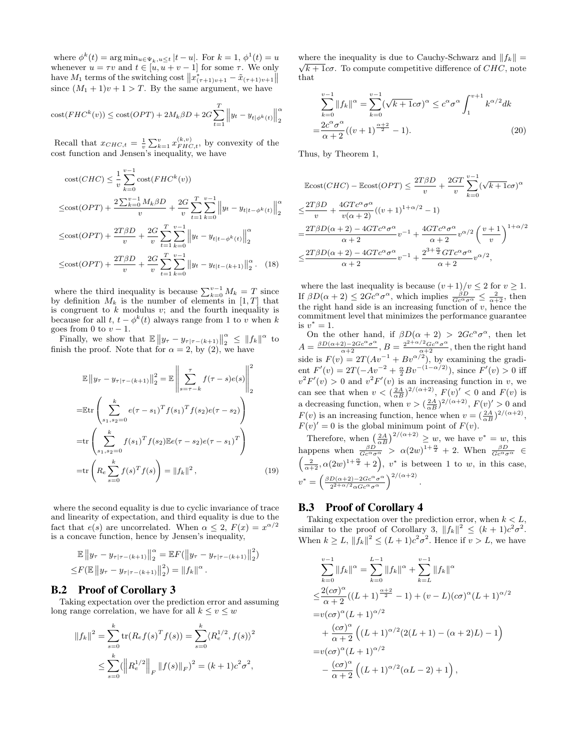where $\phi^k(t) = \arg\min_{u \in \Psi_k, u \le t} |t - u|$. For $k = 1$, $\phi^1(t) = u$ whenever $u = \tau v$ and $t \in [u, u + v - 1]$ for some $\tau$. We only have $M_1$ terms of the switching cost $\left\|x^*_{(\tau+1)v+1} - \tilde{x}_{(\tau+1)v+1}\right\|$ since $(M_1 + 1)v + 1 > T$. By the same argument, we have

$$\text{cost}(FHC^k(v)) \le \text{cost}(OPT) + 2M_k\beta D + 2G\sum_{t=1}^{T}\left\|y_t - y_{t|\phi^k(t)}\right\|_2^\alpha$$

Recall that $x_{CHC,t} = \frac{1}{v}\sum_{k=1}^{v} x^{(k,v)}_{FHC,t}$, by convexity of the cost function and Jensen's inequality, we have

$$\begin{aligned}
&\text{cost}(CHC) \le \frac{1}{v}\sum_{k=0}^{v-1}\text{cost}(FHC^k(v)) \\
\le&\text{cost}(OPT) + \frac{2\sum_{k=0}^{v-1}M_k\beta D}{v} + \frac{2G}{v}\sum_{t=1}^{T}\sum_{k=0}^{v-1}\left\|y_t - y_{t|t-\phi^k(t)}\right\|_2^\alpha \\
\le&\text{cost}(OPT) + \frac{2T\beta D}{v} + \frac{2G}{v}\sum_{t=1}^{T}\sum_{k=0}^{v-1}\left\|y_t - y_{t|t-\phi^k(t)}\right\|_2^\alpha \\
\le&\text{cost}(OPT) + \frac{2T\beta D}{v} + \frac{2G}{v}\sum_{t=1}^{T}\sum_{k=0}^{v-1}\left\|y_t - y_{t|t-(k+1)}\right\|_2^\alpha. \quad (18)
\end{aligned}$$

where the third inequality is because $\sum_{k=0}^{v-1} M_k = T$ since by definition $M_k$ is the number of elements in $[1, T]$ that is congruent to $k$ modulus $v$; and the fourth inequality is because for all $t$, $t - \phi^k(t)$ always range from 1 to $v$ when $k$ goes from 0 to $v - 1$.

Finally, we show that $\mathbb{E}\left\|y_\tau - y_{\tau|\tau-(k+1)}\right\|_2^\alpha \le \|f_k\|^\alpha$ to finish the proof. Note that for $\alpha = 2$, by (2), we have

$$\begin{aligned}
&\mathbb{E}\left\|y_\tau - y_{\tau|\tau-(k+1)}\right\|_2^2 = \mathbb{E}\left\|\sum_{s=\tau-k}^{\tau} f(\tau - s)e(s)\right\|_2^2 \\
=&\mathbb{E}\text{tr}\left(\sum_{s_1,s_2=0}^{k} e(\tau - s_1)^T f(s_1)^T f(s_2)e(\tau - s_2)\right) \\
=&\text{tr}\left(\sum_{s_1,s_2=0}^{k} f(s_1)^T f(s_2)\mathbb{E}e(\tau - s_2)e(\tau - s_1)^T\right) \\
=&\text{tr}\left(R_e\sum_{s=0}^{k} f(s)^T f(s)\right) = \|f_k\|^2, \quad (19)
\end{aligned}$$

where the second equality is due to cyclic invariance of trace and linearity of expectation, and third equality is due to the fact that $e(s)$ are uncorrelated. When $\alpha \le 2$, $F(x) = x^{\alpha/2}$ is a concave function, hence by Jensen's inequality,

$$\begin{aligned}
&\mathbb{E}\left\|y_\tau - y_{\tau|\tau-(k+1)}\right\|_2^\alpha = \mathbb{E}F(\left\|y_\tau - y_{\tau|\tau-(k+1)}\right\|_2^2) \\
\le&F(\mathbb{E}\left\|y_\tau - y_{\tau|\tau-(k+1)}\right\|_2^2) = \|f_k\|^\alpha.
\end{aligned}$$

## B.2 Proof of Corollary 3

Taking expectation over the prediction error and assuming long range correlation, we have for all $k \le v \le w$

$$\begin{aligned}
\|f_k\|^2 &= \sum_{s=0}^{k}\text{tr}(R_e f(s)^T f(s)) = \sum_{s=0}^{k}\langle R_e^{1/2}, f(s)\rangle^2 \\
&\le \sum_{s=0}^{k}(\left\|R_e^{1/2}\right\|_F \|f(s)\|_F)^2 = (k+1)c^2\sigma^2,
\end{aligned}$$

where the inequality is due to Cauchy-Schwarz and $\|f_k\| = \sqrt{k+1}c\sigma$. To compute competitive difference of $CHC$, note that

$$\begin{aligned}
&\sum_{k=0}^{v-1}\|f_k\|^\alpha = \sum_{k=0}^{v-1}(\sqrt{k+1}c\sigma)^\alpha \le c^\alpha\sigma^\alpha\int_1^{v+1}k^{\alpha/2}dk \\
=&\frac{2c^\alpha\sigma^\alpha}{\alpha+2}((v+1)^{\frac{\alpha+2}{2}} - 1). \quad (20)
\end{aligned}$$

Thus, by Theorem 1,

$$\begin{aligned}
&\mathbb{E}\text{cost}(CHC) - \mathbb{E}\text{cost}(OPT) \le \frac{2T\beta D}{v} + \frac{2GT}{v}\sum_{k=0}^{v-1}(\sqrt{k+1}c\sigma)^\alpha \\
\le&\frac{2T\beta D}{v} + \frac{4GTc^\alpha\sigma^\alpha}{v(\alpha+2)}((v+1)^{1+\alpha/2} - 1) \\
=&\frac{2T\beta D(\alpha+2) - 4GTc^\alpha\sigma^\alpha}{\alpha+2}v^{-1} + \frac{4GTc^\alpha\sigma^\alpha}{\alpha+2}v^{\alpha/2}\left(\frac{v+1}{v}\right)^{1+\alpha/2} \\
\le&\frac{2T\beta D(\alpha+2) - 4GTc^\alpha\sigma^\alpha}{\alpha+2}v^{-1} + \frac{2^{3+\frac{\alpha}{2}}GTc^\alpha\sigma^\alpha}{\alpha+2}v^{\alpha/2},
\end{aligned}$$

where the last inequality is because $(v+1)/v \le 2$ for $v \ge 1$. If $\beta D(\alpha+2) \le 2Gc^\alpha\sigma^\alpha$, which implies $\frac{\beta D}{Gc^\alpha\sigma^\alpha} \le \frac{2}{\alpha+2}$, then the right hand side is an increasing function of $v$, hence the commitment level that minimizes the performance guarantee is $v^* = 1$.

On the other hand, if $\beta D(\alpha+2) > 2Gc^\alpha\sigma^\alpha$, then let $A = \frac{\beta D(\alpha+2) - 2Gc^\alpha\sigma^\alpha}{\alpha+2}$, $B = \frac{2^{2+\alpha/2}Gc^\alpha\sigma^\alpha}{\alpha+2}$, then the right hand side is $F(v) = 2T(Av^{-1} + Bv^{\alpha/2})$, by examining the gradient $F'(v) = 2T(-Av^{-2} + \frac{\alpha}{2}Bv^{-(1-\alpha/2)})$, since $F'(v) > 0$ iff $v^2F'(v) > 0$ and $v^2F'(v)$ is an increasing function in $v$, we can see that when $v < (\frac{2A}{\alpha B})^{2/(\alpha+2)}$, $F(v)' < 0$ and $F(v)$ is a decreasing function, when $v > (\frac{2A}{\alpha B})^{2/(\alpha+2)}$, $F(v)' > 0$ and $F(v)$ is an increasing function, hence when $v = (\frac{2A}{\alpha B})^{2/(\alpha+2)}$, $F(v)' = 0$ is the global minimum point of $F(v)$.

Therefore, when $\left(\frac{2A}{\alpha B}\right)^{2/(\alpha+2)} \ge w$, we have $v^* = w$, this happens when $\frac{\beta D}{Gc^\alpha\sigma^\alpha} > \alpha(2w)^{1+\frac{\alpha}{2}} + 2$. When $\frac{\beta D}{Gc^\alpha\sigma^\alpha} \in \left(\frac{2}{\alpha+2}, \alpha(2w)^{1+\frac{\alpha}{2}} + 2\right)$, $v^*$ is between 1 to $w$, in this case, $v^* = \left(\frac{\beta D(\alpha+2) - 2Gc^\alpha\sigma^\alpha}{2^{2+\alpha/2}\alpha Gc^\alpha\sigma^\alpha}\right)^{2/(\alpha+2)}$.

## B.3 Proof of Corollary 4

Taking expectation over the prediction error, when $k < L$, similar to the proof of Corollary 3, $\|f_k\|^2 \le (k+1)c^2\sigma^2$. When $k \ge L$, $\|f_k\|^2 \le (L+1)c^2\sigma^2$. Hence if $v > L$, we have

$$\begin{aligned}
&\sum_{k=0}^{v-1}\|f_k\|^\alpha = \sum_{k=0}^{L-1}\|f_k\|^\alpha + \sum_{k=L}^{v-1}\|f_k\|^\alpha \\
\le&\frac{2(c\sigma)^\alpha}{\alpha+2}((L+1)^{\frac{\alpha+2}{2}} - 1) + (v-L)(c\sigma)^\alpha(L+1)^{\alpha/2} \\
=&v(c\sigma)^\alpha(L+1)^{\alpha/2} \\
&+ \frac{(c\sigma)^\alpha}{\alpha+2}\left((L+1)^{\alpha/2}(2(L+1) - (\alpha+2)L) - 1\right) \\
=&v(c\sigma)^\alpha(L+1)^{\alpha/2} \\
&- \frac{(c\sigma)^\alpha}{\alpha+2}\left((L+1)^{\alpha/2}(\alpha L - 2) + 1\right),
\end{aligned}$$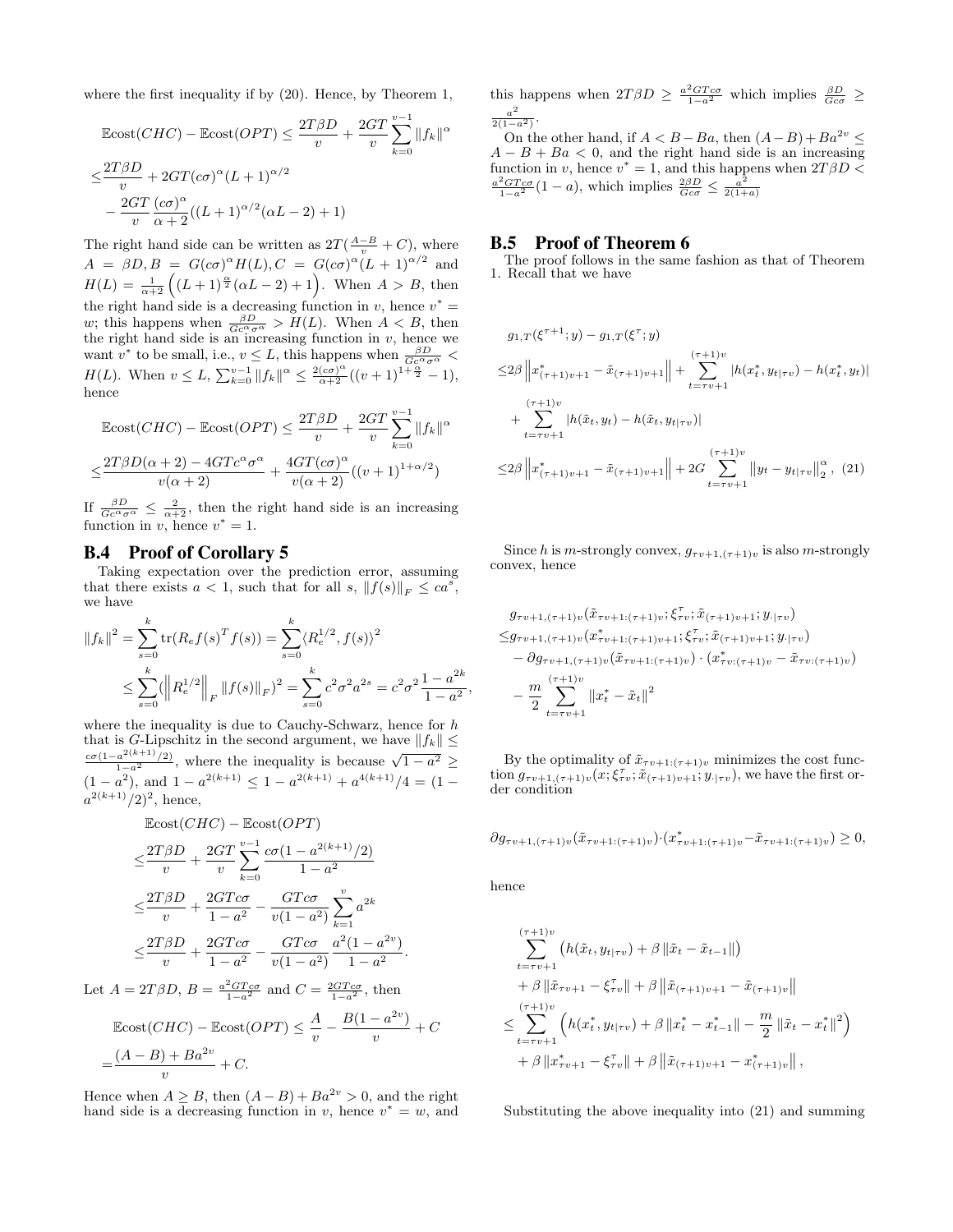where the first inequality if by (20). Hence, by Theorem 1,

$$
\begin{aligned}
&\mathbb{E}\mathrm{cost}(CHC) - \mathbb{E}\mathrm{cost}(OPT) \leq \frac{2T\beta D}{v} + \frac{2GT}{v}\sum_{k=0}^{v-1}\|f_k\|^\alpha \\
\leq& \frac{2T\beta D}{v} + 2GT(c\sigma)^\alpha (L+1)^{\alpha/2} \\
&- \frac{2GT}{v}\frac{(c\sigma)^\alpha}{\alpha+2}((L+1)^{\alpha/2}(\alpha L - 2) + 1)
\end{aligned}
$$

The right hand side can be written as $2T(\frac{A-B}{v} + C)$, where $A = \beta D, B = G(c\sigma)^\alpha H(L), C = G(c\sigma)^\alpha (L+1)^{\alpha/2}$ and $H(L) = \frac{1}{\alpha+2}\left((L+1)^{\frac{\alpha}{2}}(\alpha L - 2) + 1\right)$. When $A > B$, then the right hand side is a decreasing function in $v$, hence $v^* = w$; this happens when $\frac{\beta D}{G c^\alpha \sigma^\alpha} > H(L)$. When $A < B$, then the right hand side is an increasing function in $v$, hence we want $v^*$ to be small, i.e., $v \leq L$, this happens when $\frac{\beta D}{G c^\alpha \sigma^\alpha} < H(L)$. When $v \leq L$, $\sum_{k=0}^{v-1}\|f_k\|^\alpha \leq \frac{2(c\sigma)^\alpha}{\alpha+2}((v+1)^{1+\frac{\alpha}{2}} - 1)$, hence

$$
\begin{aligned}
&\mathbb{E}\mathrm{cost}(CHC) - \mathbb{E}\mathrm{cost}(OPT) \leq \frac{2T\beta D}{v} + \frac{2GT}{v}\sum_{k=0}^{v-1}\|f_k\|^\alpha \\
\leq& \frac{2T\beta D(\alpha+2) - 4GTc^\alpha \sigma^\alpha}{v(\alpha+2)} + \frac{4GT(c\sigma)^\alpha}{v(\alpha+2)}((v+1)^{1+\alpha/2})
\end{aligned}
$$

If $\frac{\beta D}{G c^\alpha \sigma^\alpha} \leq \frac{2}{\alpha+2}$, then the right hand side is an increasing function in $v$, hence $v^* = 1$.

## B.4 Proof of Corollary 5

Taking expectation over the prediction error, assuming that there exists $a < 1$, such that for all $s$, $\|f(s)\|_F \leq ca^s$, we have

$$
\begin{aligned}
\|f_k\|^2 &= \sum_{s=0}^{k}\mathrm{tr}(R_e f(s)^T f(s)) = \sum_{s=0}^{k}\langle R_e^{1/2}, f(s)\rangle^2 \\
&\leq \sum_{s=0}^{k}(\left\|R_e^{1/2}\right\|_F \|f(s)\|_F)^2 = \sum_{s=0}^{k} c^2\sigma^2 a^{2s} = c^2\sigma^2\frac{1-a^{2k}}{1-a^2},
\end{aligned}
$$

where the inequality is due to Cauchy-Schwarz, hence for $h$ that is $G$-Lipschitz in the second argument, we have $\|f_k\| \leq \frac{c\sigma(1-a^{2(k+1)}/2)}{1-a^2}$, where the inequality is because $\sqrt{1-a^2} \geq (1-a^2)$, and $1 - a^{2(k+1)} \leq 1 - a^{2(k+1)} + a^{4(k+1)}/4 = (1 - a^{2(k+1)}/2)^2$, hence,

$$
\begin{aligned}
&\mathbb{E}\mathrm{cost}(CHC) - \mathbb{E}\mathrm{cost}(OPT) \\
\leq& \frac{2T\beta D}{v} + \frac{2GT}{v}\sum_{k=0}^{v-1}\frac{c\sigma(1-a^{2(k+1)}/2)}{1-a^2} \\
\leq& \frac{2T\beta D}{v} + \frac{2GTc\sigma}{1-a^2} - \frac{GTc\sigma}{v(1-a^2)}\sum_{k=1}^{v}a^{2k} \\
\leq& \frac{2T\beta D}{v} + \frac{2GTc\sigma}{1-a^2} - \frac{GTc\sigma}{v(1-a^2)}\frac{a^2(1-a^{2v})}{1-a^2}.
\end{aligned}
$$

Let $A = 2T\beta D$, $B = \frac{a^2 GTc\sigma}{1-a^2}$ and $C = \frac{2GTc\sigma}{1-a^2}$, then

$$
\begin{aligned}
&\mathbb{E}\mathrm{cost}(CHC) - \mathbb{E}\mathrm{cost}(OPT) \leq \frac{A}{v} - \frac{B(1-a^{2v})}{v} + C \\
=& \frac{(A-B) + Ba^{2v}}{v} + C.
\end{aligned}
$$

Hence when $A \geq B$, then $(A-B) + Ba^{2v} > 0$, and the right hand side is a decreasing function in $v$, hence $v^* = w$, and this happens when $2T\beta D \geq \frac{a^2 GTc\sigma}{1-a^2}$ which implies $\frac{\beta D}{Gc\sigma} \geq \frac{a^2}{2(1-a^2)}$.

On the other hand, if $A < B - Ba$, then $(A-B) + Ba^{2v} \leq A - B + Ba < 0$, and the right hand side is an increasing function in $v$, hence $v^* = 1$, and this happens when $2T\beta D < \frac{a^2 GTc\sigma}{1-a^2}(1-a)$, which implies $\frac{2\beta D}{Gc\sigma} \leq \frac{a^2}{2(1+a)}$

## B.5 Proof of Theorem 6

The proof follows in the same fashion as that of Theorem 1. Recall that we have

$$
\begin{aligned}
&g_{1,T}(\xi^{\tau+1}; y) - g_{1,T}(\xi^\tau; y) \\
\leq& 2\beta\left\|x^*_{(\tau+1)v+1} - \tilde{x}_{(\tau+1)v+1}\right\| + \sum_{t=\tau v+1}^{(\tau+1)v}|h(x^*_t, y_{t|\tau v}) - h(x^*_t, y_t)| \\
&+ \sum_{t=\tau v+1}^{(\tau+1)v}|h(\tilde{x}_t, y_t) - h(\tilde{x}_t, y_{t|\tau v})| \\
\leq& 2\beta\left\|x^*_{(\tau+1)v+1} - \tilde{x}_{(\tau+1)v+1}\right\| + 2G\sum_{t=\tau v+1}^{(\tau+1)v}\left\|y_t - y_{t|\tau v}\right\|_2^\alpha, \quad (21)
\end{aligned}
$$

Since $h$ is $m$-strongly convex, $g_{\tau v+1,(\tau+1)v}$ is also $m$-strongly convex, hence

$$
\begin{aligned}
&g_{\tau v+1,(\tau+1)v}(\tilde{x}_{\tau v+1:(\tau+1)v}; \xi^\tau_{\tau v}; \tilde{x}_{(\tau+1)v+1}; y_{\cdot|\tau v}) \\
\leq& g_{\tau v+1,(\tau+1)v}(x^*_{\tau v+1:(\tau+1)v+1}; \xi^\tau_{\tau v}; \tilde{x}_{(\tau+1)v+1}; y_{\cdot|\tau v}) \\
&- \partial g_{\tau v+1,(\tau+1)v}(\tilde{x}_{\tau v+1:(\tau+1)v}) \cdot (x^*_{\tau v:(\tau+1)v} - \tilde{x}_{\tau v:(\tau+1)v}) \\
&- \frac{m}{2}\sum_{t=\tau v+1}^{(\tau+1)v}\|x^*_t - \tilde{x}_t\|^2
\end{aligned}
$$

By the optimality of $\tilde{x}_{\tau v+1:(\tau+1)v}$ minimizes the cost function $g_{\tau v+1,(\tau+1)v}(x; \xi^\tau_{\tau v}; \tilde{x}_{(\tau+1)v+1}; y_{\cdot|\tau v})$, we have the first order condition

$$
\partial g_{\tau v+1,(\tau+1)v}(\tilde{x}_{\tau v+1:(\tau+1)v}) \cdot (x^*_{\tau v+1:(\tau+1)v} - \tilde{x}_{\tau v+1:(\tau+1)v}) \geq 0,
$$

hence

$$
\begin{aligned}
&\sum_{t=\tau v+1}^{(\tau+1)v}\left(h(\tilde{x}_t, y_{t|\tau v}) + \beta\|\tilde{x}_t - \tilde{x}_{t-1}\|\right) \\
&+ \beta\|\tilde{x}_{\tau v+1} - \xi^\tau_{\tau v}\| + \beta\left\|\tilde{x}_{(\tau+1)v+1} - \tilde{x}_{(\tau+1)v}\right\| \\
\leq& \sum_{t=\tau v+1}^{(\tau+1)v}\left(h(x^*_t, y_{t|\tau v}) + \beta\|x^*_t - x^*_{t-1}\| - \frac{m}{2}\|\tilde{x}_t - x^*_t\|^2\right) \\
&+ \beta\|x^*_{\tau v+1} - \xi^\tau_{\tau v}\| + \beta\left\|\tilde{x}_{(\tau+1)v+1} - x^*_{(\tau+1)v}\right\|,
\end{aligned}
$$

Substituting the above inequality into (21) and summing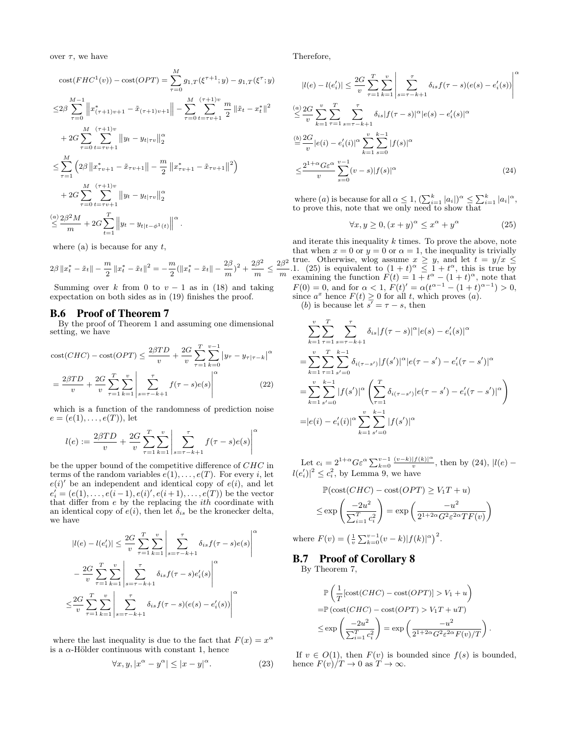over $\tau$, we have

$$
\begin{aligned}
&\text{cost}(FHC^1(v)) - \text{cost}(OPT) = \sum_{\tau=0}^{M} g_{1,T}(\xi^{\tau+1}; y) - g_{1,T}(\xi^{\tau}; y) \\
\le& 2\beta \sum_{\tau=0}^{M-1} \left\| x^*_{(\tau+1)v+1} - \tilde{x}_{(\tau+1)v+1} \right\| - \sum_{\tau=0}^{M} \sum_{t=\tau v+1}^{(\tau+1)v} \frac{m}{2} \|\tilde{x}_t - x^*_t\|^2 \\
&+ 2G \sum_{\tau=0}^{M} \sum_{t=\tau v+1}^{(\tau+1)v} \left\| y_t - y_{t|\tau v} \right\|_2^{\alpha} \\
\le& \sum_{\tau=1}^{M} \left( 2\beta \left\| x^*_{\tau v+1} - \tilde{x}_{\tau v+1} \right\| - \frac{m}{2} \left\| x^*_{\tau v+1} - \tilde{x}_{\tau v+1} \right\|^2 \right) \\
&+ 2G \sum_{\tau=0}^{M} \sum_{t=\tau v+1}^{(\tau+1)v} \left\| y_t - y_{t|\tau v} \right\|_2^{\alpha} \\
\overset{(a)}{\le}& \frac{2\beta^2 M}{m} + 2G \sum_{t=1}^{T} \left\| y_t - y_{t|t-\phi^1(t)} \right\|^{\alpha}.
\end{aligned}
$$

where (a) is because for any $t$,

$$
2\beta \|x^*_t - \tilde{x}_t\| - \frac{m}{2} \|x^*_t - \tilde{x}_t\|^2 = -\frac{m}{2}(\|x^*_t - \tilde{x}_t\| - \frac{2\beta}{m})^2 + \frac{2\beta^2}{m} \le \frac{2\beta^2}{m}.
$$

Summing over $k$ from 0 to $v-1$ as in (18) and taking expectation on both sides as in (19) finishes the proof.

## B.6 Proof of Theorem 7

By the proof of Theorem 1 and assuming one dimensional setting, we have

$$
\begin{aligned}
\text{cost}(CHC) - \text{cost}(OPT) &\le \frac{2\beta TD}{v} + \frac{2G}{v} \sum_{\tau=1}^{T} \sum_{k=0}^{v-1} |y_\tau - y_{\tau|\tau-k}|^{\alpha} \\
&= \frac{2\beta TD}{v} + \frac{2G}{v} \sum_{\tau=1}^{T} \sum_{k=1}^{v} \left| \sum_{s=\tau-k+1}^{\tau} f(\tau-s) e(s) \right|^{\alpha} \qquad (22)
\end{aligned}
$$

which is a function of the randomness of prediction noise $e = (e(1), \ldots, e(T))$, let

$$
l(e) := \frac{2\beta TD}{v} + \frac{2G}{v} \sum_{\tau=1}^{T} \sum_{k=1}^{v} \left| \sum_{s=\tau-k+1}^{\tau} f(\tau-s) e(s) \right|^{\alpha}
$$

be the upper bound of the competitive difference of $CHC$ in terms of the random variables $e(1), \ldots, e(T)$. For every $i$, let $e(i)'$ be an independent and identical copy of $e(i)$, and let $e'_i = (e(1), \ldots, e(i-1), e(i)', e(i+1), \ldots, e(T))$ be the vector that differ from $e$ by the replacing the $ith$ coordinate with an identical copy of $e(i)$, then let $\delta_{is}$ be the kronecker delta, we have

$$
\begin{aligned}
|l(e) - l(e'_i)| \le& \frac{2G}{v} \sum_{\tau=1}^{T} \sum_{k=1}^{v} \left| \sum_{s=\tau-k+1}^{\tau} \delta_{is} f(\tau-s) e(s) \right|^{\alpha} \\
&- \frac{2G}{v} \sum_{\tau=1}^{T} \sum_{k=1}^{v} \left| \sum_{s=\tau-k+1}^{\tau} \delta_{is} f(\tau-s) e'_i(s) \right|^{\alpha} \\
\le& \frac{2G}{v} \sum_{\tau=1}^{T} \sum_{k=1}^{v} \left| \sum_{s=\tau-k+1}^{\tau} \delta_{is} f(\tau-s)(e(s) - e'_i(s)) \right|^{\alpha}
\end{aligned}
$$

where the last inequality is due to the fact that $F(x) = x^{\alpha}$ is a $\alpha$-Hölder continuous with constant 1, hence

$$
\forall x, y, |x^{\alpha} - y^{\alpha}| \le |x - y|^{\alpha}. \qquad (23)
$$

Therefore,

$$
\begin{aligned}
|l(e) - l(e'_i)| &\le \frac{2G}{v} \sum_{\tau=1}^{T} \sum_{k=1}^{v} \left| \sum_{s=\tau-k+1}^{\tau} \delta_{is} f(\tau-s)(e(s) - e'_i(s)) \right|^{\alpha} \\
&\overset{(a)}{\le} \frac{2G}{v} \sum_{k=1}^{v} \sum_{\tau=1}^{T} \sum_{s=\tau-k+1}^{\tau} \delta_{is} |f(\tau-s)|^{\alpha} |e(s) - e'_i(s)|^{\alpha} \\
&\overset{(b)}{=} \frac{2G}{v} |e(i) - e'_i(i)|^{\alpha} \sum_{k=1}^{v} \sum_{s=0}^{k-1} |f(s)|^{\alpha} \\
&\le \frac{2^{1+\alpha} G \varepsilon^{\alpha}}{v} \sum_{s=0}^{v-1} (v-s) |f(s)|^{\alpha} \qquad (24)
\end{aligned}
$$

where $(a)$ is because for all $\alpha \le 1$, $(\sum_{i=1}^{k} |a_i|)^{\alpha} \le \sum_{i=1}^{k} |a_i|^{\alpha}$, to prove this, note that we only need to show that

$$
\forall x, y \ge 0, (x+y)^{\alpha} \le x^{\alpha} + y^{\alpha} \qquad (25)
$$

and iterate this inequality $k$ times. To prove the above, note that when $x = 0$ or $y = 0$ or $\alpha = 1$, the inequality is trivially true. Otherwise, wlog assume $x \ge y$, and let $t = y/x \le 1$. (25) is equivalent to $(1+t)^{\alpha} \le 1 + t^{\alpha}$, this is true by examining the function $F(t) = 1 + t^{\alpha} - (1+t)^{\alpha}$, note that $F(0) = 0$, and for $\alpha < 1$, $F(t)' = \alpha(t^{\alpha-1} - (1+t)^{\alpha-1}) > 0$, since $a^x$ hence $F(t) \ge 0$ for all $t$, which proves $(a)$.

$(b)$ is because let $s' = \tau - s$, then

$$
\begin{aligned}
&\sum_{k=1}^{v} \sum_{\tau=1}^{T} \sum_{s=\tau-k+1}^{\tau} \delta_{is} |f(\tau-s)|^{\alpha} |e(s) - e'_i(s)|^{\alpha} \\
=& \sum_{k=1}^{v} \sum_{\tau=1}^{T} \sum_{s'=0}^{k-1} \delta_{i(\tau-s')} |f(s')|^{\alpha} |e(\tau-s') - e'_i(\tau-s')|^{\alpha} \\
=& \sum_{k=1}^{v} \sum_{s'=0}^{k-1} |f(s')|^{\alpha} \left( \sum_{\tau=1}^{T} \delta_{i(\tau-s')} |e(\tau-s') - e'_i(\tau-s')|^{\alpha} \right) \\
=& |e(i) - e'_i(i)|^{\alpha} \sum_{k=1}^{v} \sum_{s'=0}^{k-1} |f(s')|^{\alpha}
\end{aligned}
$$

Let $c_i = 2^{1+\alpha} G \varepsilon^{\alpha} \sum_{k=0}^{v-1} \frac{(v-k)|f(k)|^{\alpha}}{v}$, then by (24), $|l(e) - l(e'_i)|^2 \le c_i^2$, by Lemma 9, we have

$$
\begin{aligned}
&\mathbb{P}(\text{cost}(CHC) - \text{cost}(OPT) \ge V_1 T + u) \\
\le& \exp\left( \frac{-2u^2}{\sum_{i=1}^{T} c_i^2} \right) = \exp\left( \frac{-u^2}{2^{1+2\alpha} G^2 \varepsilon^{2\alpha} T F(v)} \right)
\end{aligned}
$$

where $F(v) = \left( \frac{1}{v} \sum_{k=0}^{v-1} (v-k) |f(k)|^{\alpha} \right)^2$.

## B.7 Proof of Corollary 8

By Theorem 7,

$$
\begin{aligned}
&\mathbb{P}\left( \frac{1}{T} [\text{cost}(CHC) - \text{cost}(OPT)] > V_1 + u \right) \\
=& \mathbb{P}\left( \text{cost}(CHC) - \text{cost}(OPT) > V_1 T + uT \right) \\
\le& \exp\left( \frac{-2u^2}{\sum_{i=1}^{T} c_i^2} \right) = \exp\left( \frac{-u^2}{2^{1+2\alpha} G^2 \varepsilon^{2\alpha} F(v)/T} \right).
\end{aligned}
$$

If $v \in O(1)$, then $F(v)$ is bounded since $f(s)$ is bounded, hence $F(v)/T \to 0$ as $T \to \infty$.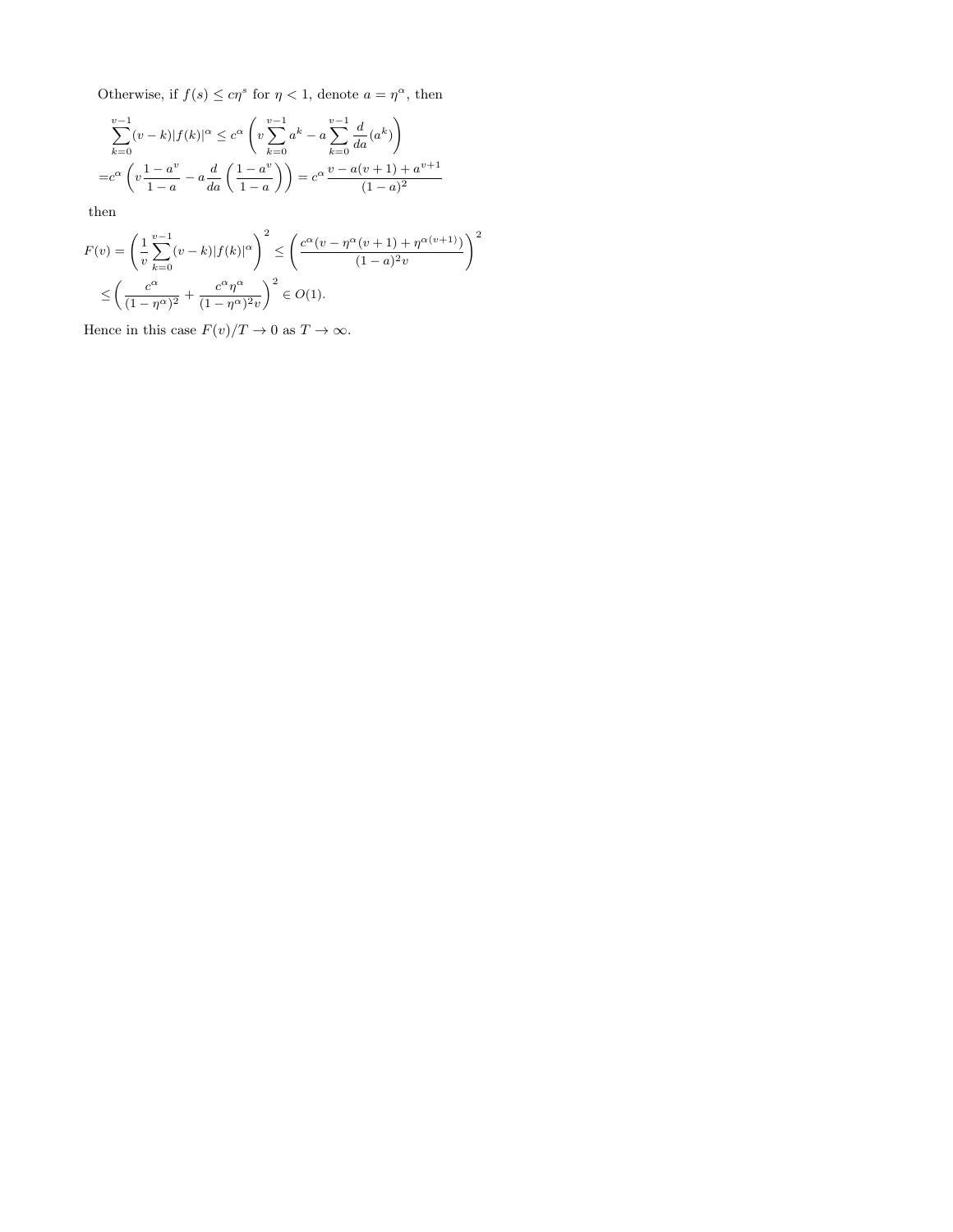Otherwise, if $f(s) \le c\eta^s$ for $\eta < 1$, denote $a = \eta^\alpha$, then

$$
\begin{aligned}
&\sum_{k=0}^{v-1}(v-k)|f(k)|^\alpha \le c^\alpha \left( v\sum_{k=0}^{v-1} a^k - a\sum_{k=0}^{v-1}\frac{d}{da}\left(a^k\right)\right) \\
=&c^\alpha \left( v\frac{1-a^v}{1-a} - a\frac{d}{da}\left(\frac{1-a^v}{1-a}\right)\right) = c^\alpha \frac{v - a(v+1) + a^{v+1}}{(1-a)^2}
\end{aligned}
$$

then

$$
\begin{aligned}
F(v) &= \left(\frac{1}{v}\sum_{k=0}^{v-1}(v-k)|f(k)|^\alpha\right)^2 \le \left(\frac{c^\alpha(v - \eta^\alpha(v+1) + \eta^{\alpha(v+1)})}{(1-a)^2 v}\right)^2 \\
&\le \left(\frac{c^\alpha}{(1-\eta^\alpha)^2} + \frac{c^\alpha\eta^\alpha}{(1-\eta^\alpha)^2 v}\right)^2 \in O(1).
\end{aligned}
$$

Hence in this case $F(v)/T \to 0$ as $T \to \infty$.